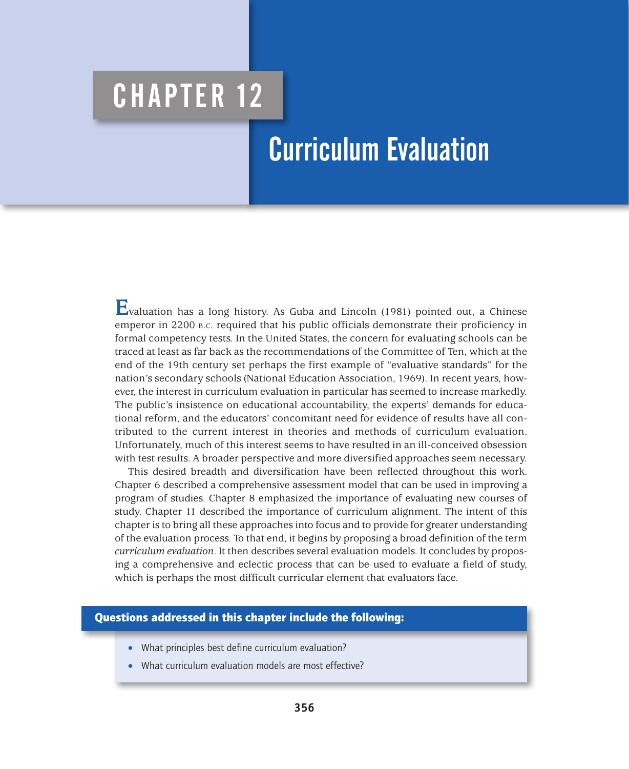# CHAPTER 12

# Curriculum Evaluation

Evaluation has a long history. As Guba and Lincoln (1981) pointed out, a Chinese emperor in 2200 B.C. required that his public officials demonstrate their proficiency in formal competency tests. In the United States, the concern for evaluating schools can be traced at least as far back as the recommendations of the Committee of Ten, which at the end of the 19th century set perhaps the first example of "evaluative standards" for the nation's secondary schools (National Education Association, 1969). In recent years, however, the interest in curriculum evaluation in particular has seemed to increase markedly. The public's insistence on educational accountability, the experts' demands for educational reform, and the educators' concomitant need for evidence of results have all contributed to the current interest in theories and methods of curriculum evaluation. Unfortunately, much of this interest seems to have resulted in an ill-conceived obsession with test results. A broader perspective and more diversified approaches seem necessary.

This desired breadth and diversification have been reflected throughout this work. Chapter 6 described a comprehensive assessment model that can be used in improving a program of studies. Chapter 8 emphasized the importance of evaluating new courses of study. Chapter 11 described the importance of curriculum alignment. The intent of this chapter is to bring all these approaches into focus and to provide for greater understanding of the evaluation process. To that end, it begins by proposing a broad definition of the term *curriculum evaluation*. It then describes several evaluation models. It concludes by proposing a comprehensive and eclectic process that can be used to evaluate a field of study, which is perhaps the most difficult curricular element that evaluators face.

**Questions addressed in this chapter include the following:**

- What principles best define curriculum evaluation?
- What curriculum evaluation models are most effective?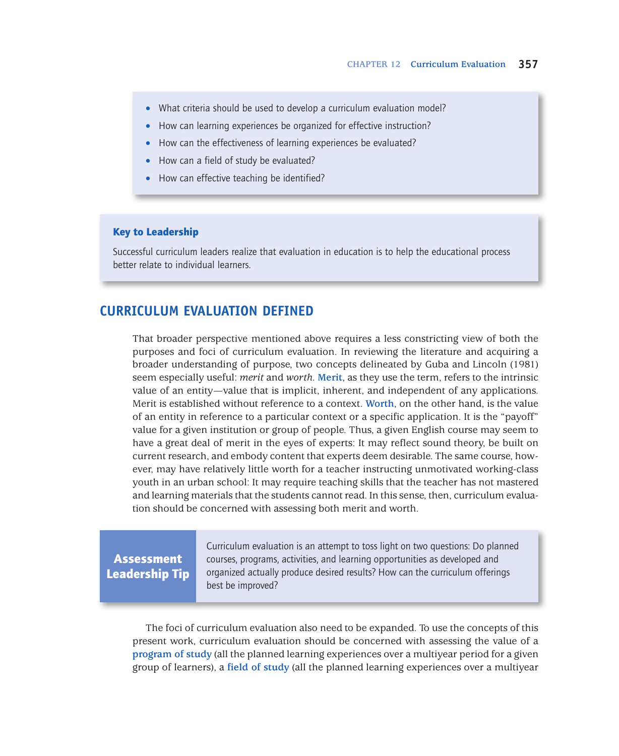- What criteria should be used to develop a curriculum evaluation model?
- How can learning experiences be organized for effective instruction?
- How can the effectiveness of learning experiences be evaluated?
- How can a field of study be evaluated?
- How can effective teaching be identified?

**Key to Leadership**

Successful curriculum leaders realize that evaluation in education is to help the educational process better relate to individual learners.

## CURRICULUM EVALUATION DEFINED

That broader perspective mentioned above requires a less constricting view of both the purposes and foci of curriculum evaluation. In reviewing the literature and acquiring a broader understanding of purpose, two concepts delineated by Guba and Lincoln (1981) seem especially useful: *merit* and *worth*. **Merit**, as they use the term, refers to the intrinsic value of an entity—value that is implicit, inherent, and independent of any applications. Merit is established without reference to a context. **Worth**, on the other hand, is the value of an entity in reference to a particular context or a specific application. It is the "payoff" value for a given institution or group of people. Thus, a given English course may seem to have a great deal of merit in the eyes of experts: It may reflect sound theory, be built on current research, and embody content that experts deem desirable. The same course, however, may have relatively little worth for a teacher instructing unmotivated working-class youth in an urban school: It may require teaching skills that the teacher has not mastered and learning materials that the students cannot read. In this sense, then, curriculum evaluation should be concerned with assessing both merit and worth.

**Assessment Leadership Tip**

Curriculum evaluation is an attempt to toss light on two questions: Do planned courses, programs, activities, and learning opportunities as developed and organized actually produce desired results? How can the curriculum offerings best be improved?

The foci of curriculum evaluation also need to be expanded. To use the concepts of this present work, curriculum evaluation should be concerned with assessing the value of a **program of study** (all the planned learning experiences over a multiyear period for a given group of learners), a **field of study** (all the planned learning experiences over a multiyear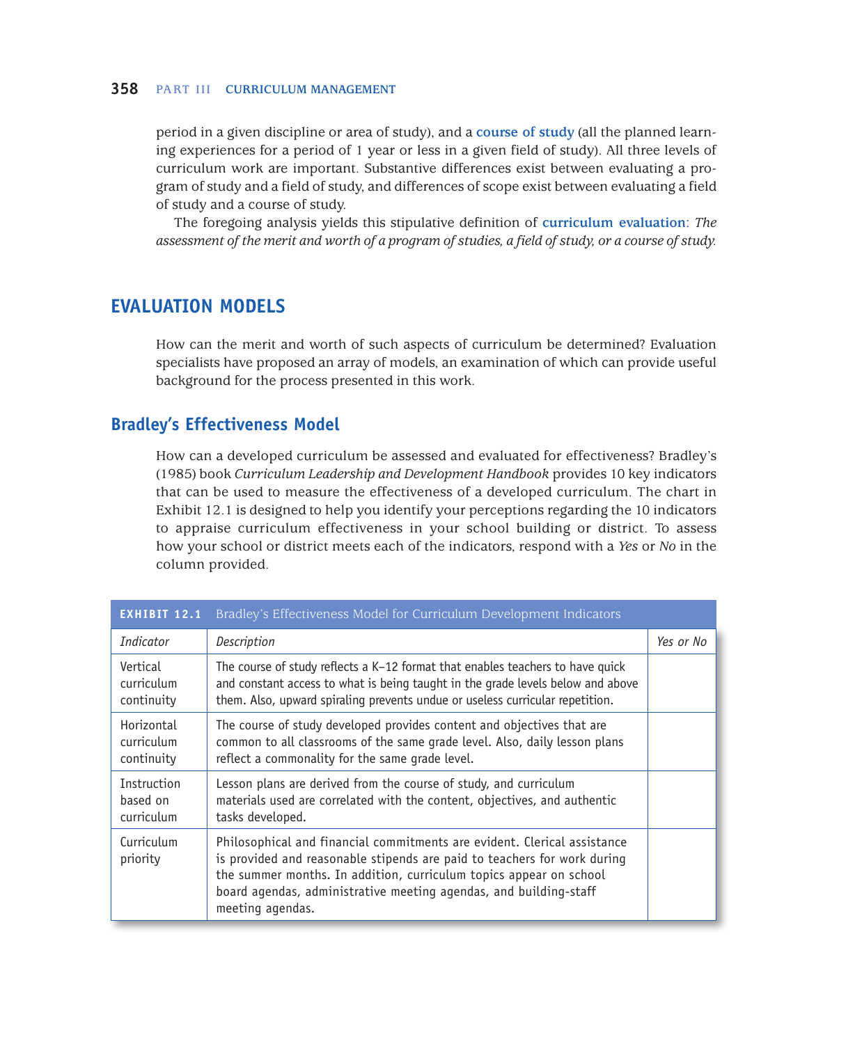period in a given discipline or area of study), and a **course of study** (all the planned learning experiences for a period of 1 year or less in a given field of study). All three levels of curriculum work are important. Substantive differences exist between evaluating a program of study and a field of study, and differences of scope exist between evaluating a field of study and a course of study.

The foregoing analysis yields this stipulative definition of **curriculum evaluation**: *The assessment of the merit and worth of a program of studies, a field of study, or a course of study.*

## EVALUATION MODELS

How can the merit and worth of such aspects of curriculum be determined? Evaluation specialists have proposed an array of models, an examination of which can provide useful background for the process presented in this work.

### Bradley's Effectiveness Model

How can a developed curriculum be assessed and evaluated for effectiveness? Bradley's (1985) book *Curriculum Leadership and Development Handbook* provides 10 key indicators that can be used to measure the effectiveness of a developed curriculum. The chart in Exhibit 12.1 is designed to help you identify your perceptions regarding the 10 indicators to appraise curriculum effectiveness in your school building or district. To assess how your school or district meets each of the indicators, respond with a *Yes* or *No* in the column provided.

**EXHIBIT 12.1** Bradley's Effectiveness Model for Curriculum Development Indicators

| *Indicator* | *Description* | *Yes or No* |
|---|---|---|
| Vertical curriculum continuity | The course of study reflects a K–12 format that enables teachers to have quick and constant access to what is being taught in the grade levels below and above them. Also, upward spiraling prevents undue or useless curricular repetition. | |
| Horizontal curriculum continuity | The course of study developed provides content and objectives that are common to all classrooms of the same grade level. Also, daily lesson plans reflect a commonality for the same grade level. | |
| Instruction based on curriculum | Lesson plans are derived from the course of study, and curriculum materials used are correlated with the content, objectives, and authentic tasks developed. | |
| Curriculum priority | Philosophical and financial commitments are evident. Clerical assistance is provided and reasonable stipends are paid to teachers for work during the summer months. In addition, curriculum topics appear on school board agendas, administrative meeting agendas, and building-staff meeting agendas. | |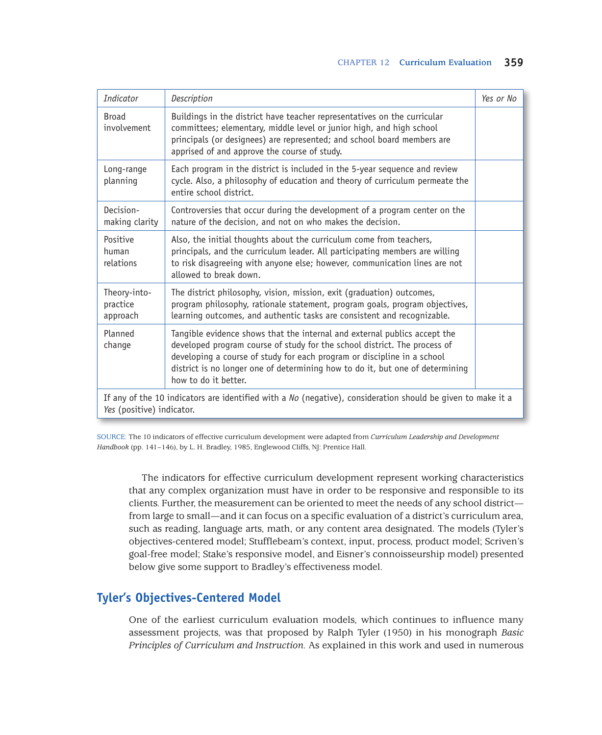| *Indicator* | *Description* | *Yes or No* |
|---|---|---|
| Broad involvement | Buildings in the district have teacher representatives on the curricular committees; elementary, middle level or junior high, and high school principals (or designees) are represented; and school board members are apprised of and approve the course of study. | |
| Long-range planning | Each program in the district is included in the 5-year sequence and review cycle. Also, a philosophy of education and theory of curriculum permeate the entire school district. | |
| Decision-making clarity | Controversies that occur during the development of a program center on the nature of the decision, and not on who makes the decision. | |
| Positive human relations | Also, the initial thoughts about the curriculum come from teachers, principals, and the curriculum leader. All participating members are willing to risk disagreeing with anyone else; however, communication lines are not allowed to break down. | |
| Theory-into-practice approach | The district philosophy, vision, mission, exit (graduation) outcomes, program philosophy, rationale statement, program goals, program objectives, learning outcomes, and authentic tasks are consistent and recognizable. | |
| Planned change | Tangible evidence shows that the internal and external publics accept the developed program course of study for the school district. The process of developing a course of study for each program or discipline in a school district is no longer one of determining how to do it, but one of determining how to do it better. | |
| If any of the 10 indicators are identified with a *No* (negative), consideration should be given to make it a *Yes* (positive) indicator. | | |

SOURCE: The 10 indicators of effective curriculum development were adapted from *Curriculum Leadership and Development Handbook* (pp. 141–146), by L. H. Bradley, 1985, Englewood Cliffs, NJ: Prentice Hall.

The indicators for effective curriculum development represent working characteristics that any complex organization must have in order to be responsive and responsible to its clients. Further, the measurement can be oriented to meet the needs of any school district—from large to small—and it can focus on a specific evaluation of a district's curriculum area, such as reading, language arts, math, or any content area designated. The models (Tyler's objectives-centered model; Stufflebeam's context, input, process, product model; Scriven's goal-free model; Stake's responsive model, and Eisner's connoisseurship model) presented below give some support to Bradley's effectiveness model.

## Tyler's Objectives-Centered Model

One of the earliest curriculum evaluation models, which continues to influence many assessment projects, was that proposed by Ralph Tyler (1950) in his monograph *Basic Principles of Curriculum and Instruction.* As explained in this work and used in numerous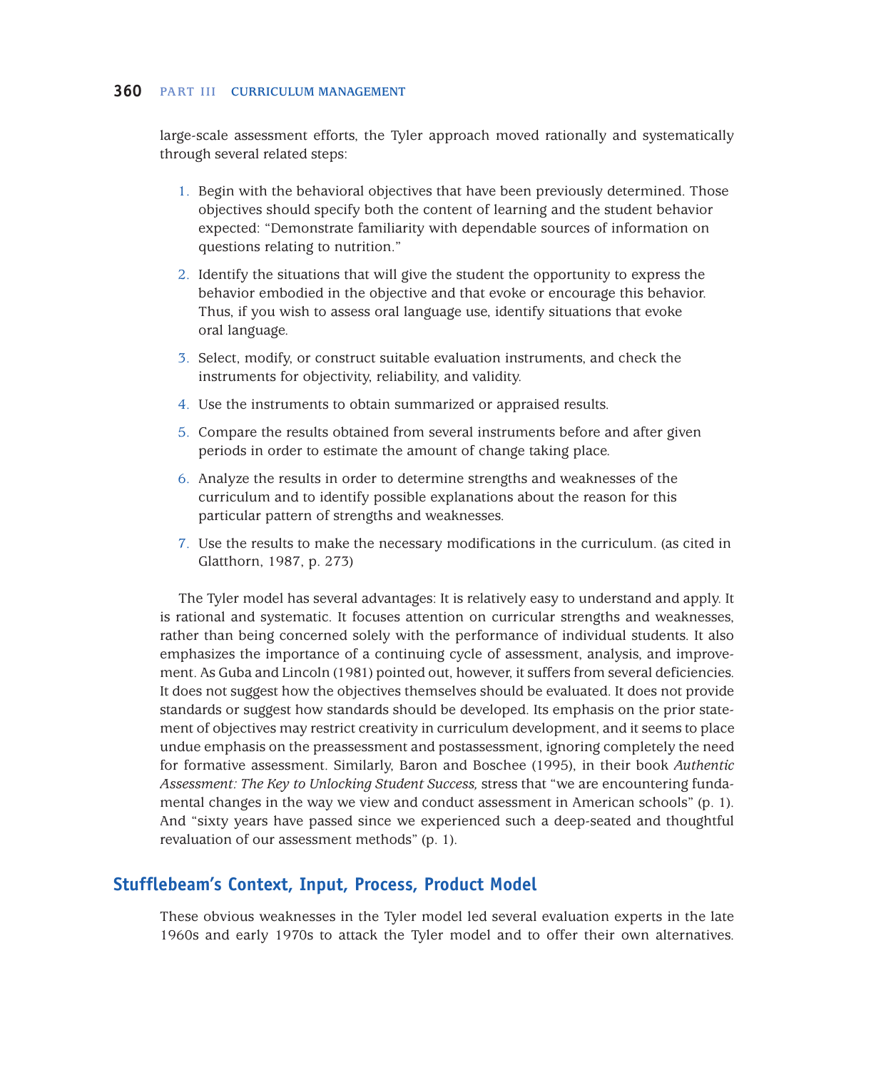large-scale assessment efforts, the Tyler approach moved rationally and systematically through several related steps:

1. Begin with the behavioral objectives that have been previously determined. Those objectives should specify both the content of learning and the student behavior expected: "Demonstrate familiarity with dependable sources of information on questions relating to nutrition."
2. Identify the situations that will give the student the opportunity to express the behavior embodied in the objective and that evoke or encourage this behavior. Thus, if you wish to assess oral language use, identify situations that evoke oral language.
3. Select, modify, or construct suitable evaluation instruments, and check the instruments for objectivity, reliability, and validity.
4. Use the instruments to obtain summarized or appraised results.
5. Compare the results obtained from several instruments before and after given periods in order to estimate the amount of change taking place.
6. Analyze the results in order to determine strengths and weaknesses of the curriculum and to identify possible explanations about the reason for this particular pattern of strengths and weaknesses.
7. Use the results to make the necessary modifications in the curriculum. (as cited in Glatthorn, 1987, p. 273)

The Tyler model has several advantages: It is relatively easy to understand and apply. It is rational and systematic. It focuses attention on curricular strengths and weaknesses, rather than being concerned solely with the performance of individual students. It also emphasizes the importance of a continuing cycle of assessment, analysis, and improvement. As Guba and Lincoln (1981) pointed out, however, it suffers from several deficiencies. It does not suggest how the objectives themselves should be evaluated. It does not provide standards or suggest how standards should be developed. Its emphasis on the prior statement of objectives may restrict creativity in curriculum development, and it seems to place undue emphasis on the preassessment and postassessment, ignoring completely the need for formative assessment. Similarly, Baron and Boschee (1995), in their book *Authentic Assessment: The Key to Unlocking Student Success,* stress that "we are encountering fundamental changes in the way we view and conduct assessment in American schools" (p. 1). And "sixty years have passed since we experienced such a deep-seated and thoughtful revaluation of our assessment methods" (p. 1).

## Stufflebeam's Context, Input, Process, Product Model

These obvious weaknesses in the Tyler model led several evaluation experts in the late 1960s and early 1970s to attack the Tyler model and to offer their own alternatives.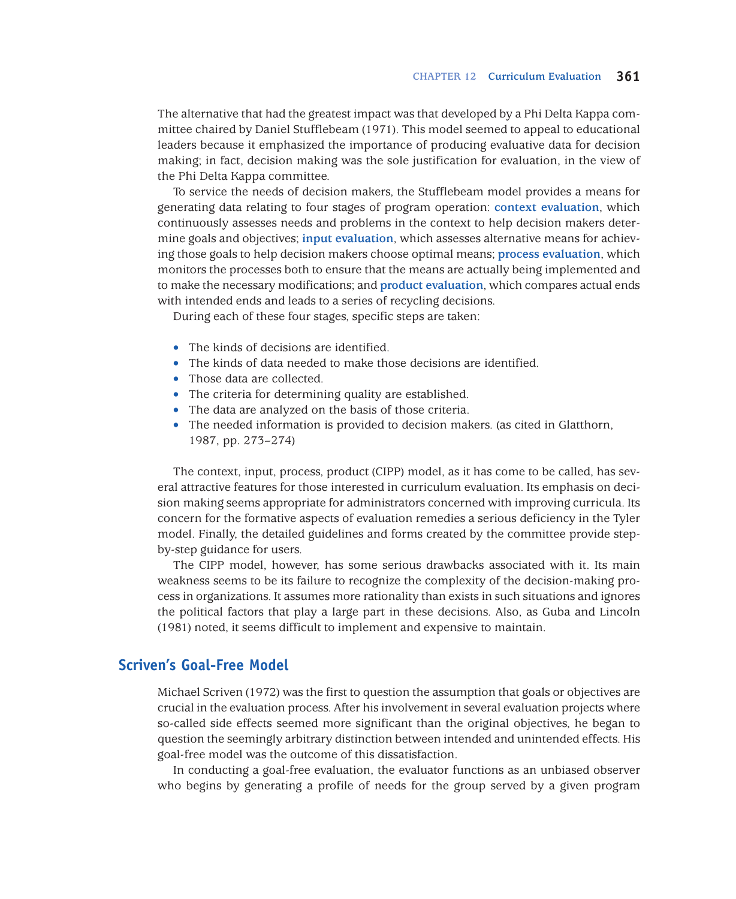The alternative that had the greatest impact was that developed by a Phi Delta Kappa committee chaired by Daniel Stufflebeam (1971). This model seemed to appeal to educational leaders because it emphasized the importance of producing evaluative data for decision making; in fact, decision making was the sole justification for evaluation, in the view of the Phi Delta Kappa committee.

To service the needs of decision makers, the Stufflebeam model provides a means for generating data relating to four stages of program operation: **context evaluation**, which continuously assesses needs and problems in the context to help decision makers determine goals and objectives; **input evaluation**, which assesses alternative means for achieving those goals to help decision makers choose optimal means; **process evaluation**, which monitors the processes both to ensure that the means are actually being implemented and to make the necessary modifications; and **product evaluation**, which compares actual ends with intended ends and leads to a series of recycling decisions.

During each of these four stages, specific steps are taken:

- The kinds of decisions are identified.
- The kinds of data needed to make those decisions are identified.
- Those data are collected.
- The criteria for determining quality are established.
- The data are analyzed on the basis of those criteria.
- The needed information is provided to decision makers. (as cited in Glatthorn, 1987, pp. 273–274)

The context, input, process, product (CIPP) model, as it has come to be called, has several attractive features for those interested in curriculum evaluation. Its emphasis on decision making seems appropriate for administrators concerned with improving curricula. Its concern for the formative aspects of evaluation remedies a serious deficiency in the Tyler model. Finally, the detailed guidelines and forms created by the committee provide step-by-step guidance for users.

The CIPP model, however, has some serious drawbacks associated with it. Its main weakness seems to be its failure to recognize the complexity of the decision-making process in organizations. It assumes more rationality than exists in such situations and ignores the political factors that play a large part in these decisions. Also, as Guba and Lincoln (1981) noted, it seems difficult to implement and expensive to maintain.

## Scriven's Goal-Free Model

Michael Scriven (1972) was the first to question the assumption that goals or objectives are crucial in the evaluation process. After his involvement in several evaluation projects where so-called side effects seemed more significant than the original objectives, he began to question the seemingly arbitrary distinction between intended and unintended effects. His goal-free model was the outcome of this dissatisfaction.

In conducting a goal-free evaluation, the evaluator functions as an unbiased observer who begins by generating a profile of needs for the group served by a given program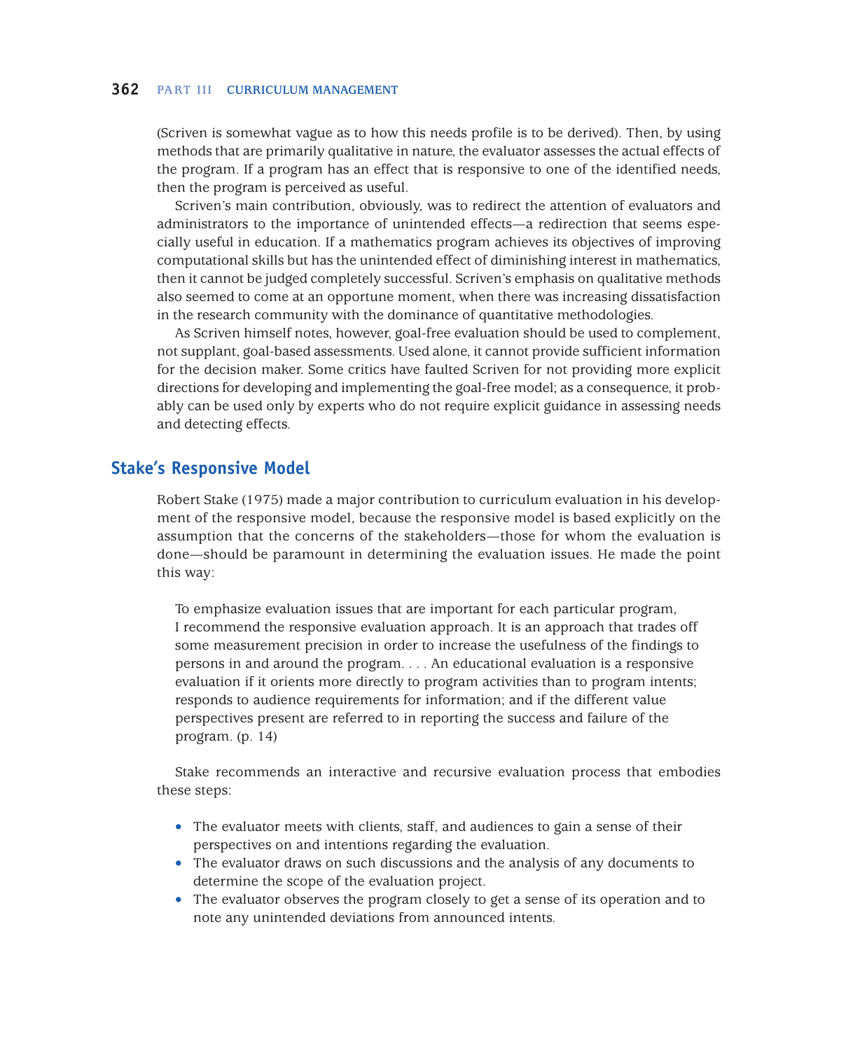(Scriven is somewhat vague as to how this needs profile is to be derived). Then, by using methods that are primarily qualitative in nature, the evaluator assesses the actual effects of the program. If a program has an effect that is responsive to one of the identified needs, then the program is perceived as useful.

Scriven's main contribution, obviously, was to redirect the attention of evaluators and administrators to the importance of unintended effects—a redirection that seems especially useful in education. If a mathematics program achieves its objectives of improving computational skills but has the unintended effect of diminishing interest in mathematics, then it cannot be judged completely successful. Scriven's emphasis on qualitative methods also seemed to come at an opportune moment, when there was increasing dissatisfaction in the research community with the dominance of quantitative methodologies.

As Scriven himself notes, however, goal-free evaluation should be used to complement, not supplant, goal-based assessments. Used alone, it cannot provide sufficient information for the decision maker. Some critics have faulted Scriven for not providing more explicit directions for developing and implementing the goal-free model; as a consequence, it probably can be used only by experts who do not require explicit guidance in assessing needs and detecting effects.

## Stake's Responsive Model

Robert Stake (1975) made a major contribution to curriculum evaluation in his development of the responsive model, because the responsive model is based explicitly on the assumption that the concerns of the stakeholders—those for whom the evaluation is done—should be paramount in determining the evaluation issues. He made the point this way:

> To emphasize evaluation issues that are important for each particular program, I recommend the responsive evaluation approach. It is an approach that trades off some measurement precision in order to increase the usefulness of the findings to persons in and around the program. . . . An educational evaluation is a responsive evaluation if it orients more directly to program activities than to program intents; responds to audience requirements for information; and if the different value perspectives present are referred to in reporting the success and failure of the program. (p. 14)

Stake recommends an interactive and recursive evaluation process that embodies these steps:

- The evaluator meets with clients, staff, and audiences to gain a sense of their perspectives on and intentions regarding the evaluation.
- The evaluator draws on such discussions and the analysis of any documents to determine the scope of the evaluation project.
- The evaluator observes the program closely to get a sense of its operation and to note any unintended deviations from announced intents.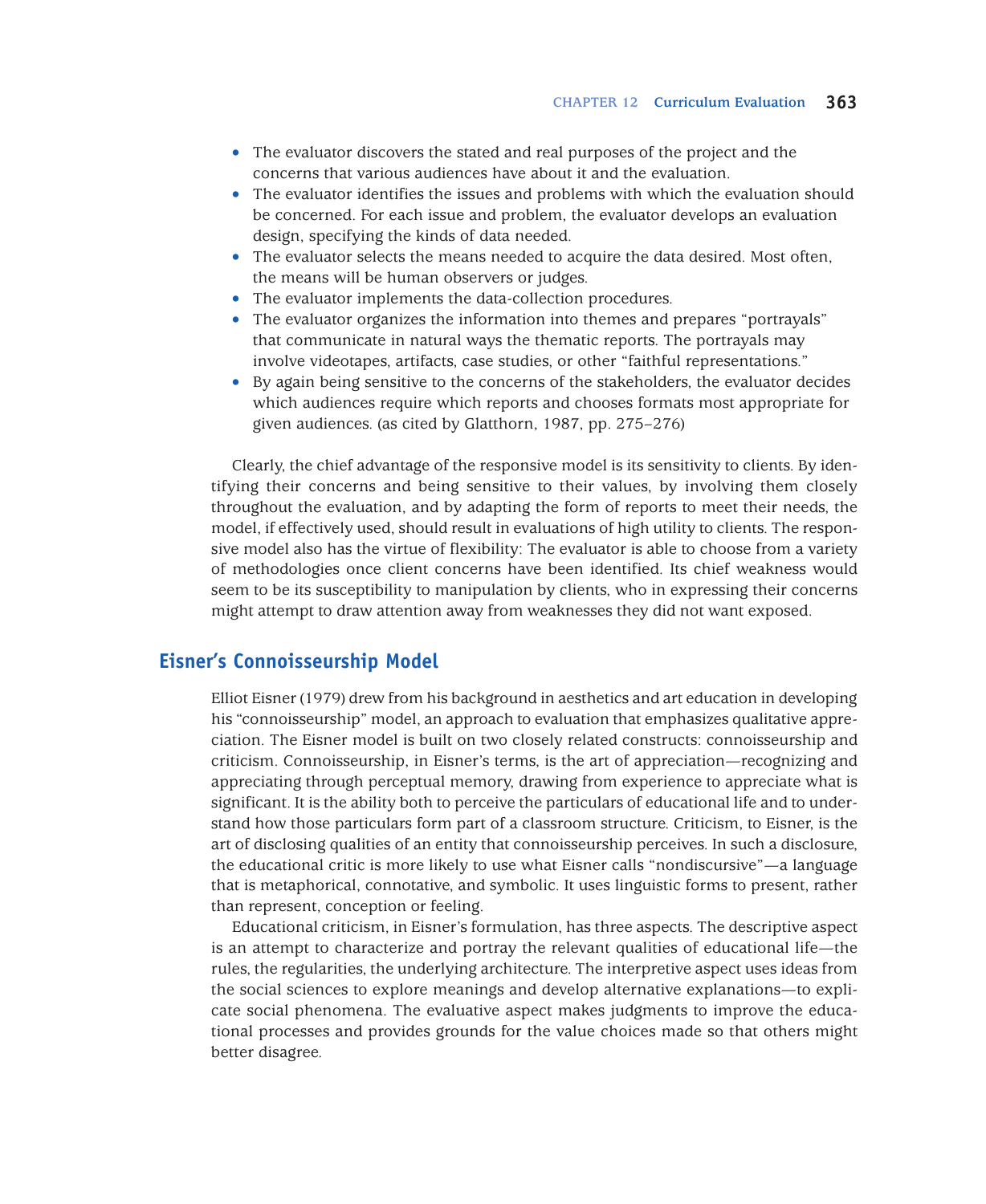- The evaluator discovers the stated and real purposes of the project and the concerns that various audiences have about it and the evaluation.
- The evaluator identifies the issues and problems with which the evaluation should be concerned. For each issue and problem, the evaluator develops an evaluation design, specifying the kinds of data needed.
- The evaluator selects the means needed to acquire the data desired. Most often, the means will be human observers or judges.
- The evaluator implements the data-collection procedures.
- The evaluator organizes the information into themes and prepares "portrayals" that communicate in natural ways the thematic reports. The portrayals may involve videotapes, artifacts, case studies, or other "faithful representations."
- By again being sensitive to the concerns of the stakeholders, the evaluator decides which audiences require which reports and chooses formats most appropriate for given audiences. (as cited by Glatthorn, 1987, pp. 275–276)

Clearly, the chief advantage of the responsive model is its sensitivity to clients. By identifying their concerns and being sensitive to their values, by involving them closely throughout the evaluation, and by adapting the form of reports to meet their needs, the model, if effectively used, should result in evaluations of high utility to clients. The responsive model also has the virtue of flexibility: The evaluator is able to choose from a variety of methodologies once client concerns have been identified. Its chief weakness would seem to be its susceptibility to manipulation by clients, who in expressing their concerns might attempt to draw attention away from weaknesses they did not want exposed.

## Eisner's Connoisseurship Model

Elliot Eisner (1979) drew from his background in aesthetics and art education in developing his "connoisseurship" model, an approach to evaluation that emphasizes qualitative appreciation. The Eisner model is built on two closely related constructs: connoisseurship and criticism. Connoisseurship, in Eisner's terms, is the art of appreciation—recognizing and appreciating through perceptual memory, drawing from experience to appreciate what is significant. It is the ability both to perceive the particulars of educational life and to understand how those particulars form part of a classroom structure. Criticism, to Eisner, is the art of disclosing qualities of an entity that connoisseurship perceives. In such a disclosure, the educational critic is more likely to use what Eisner calls "nondiscursive"—a language that is metaphorical, connotative, and symbolic. It uses linguistic forms to present, rather than represent, conception or feeling.

Educational criticism, in Eisner's formulation, has three aspects. The descriptive aspect is an attempt to characterize and portray the relevant qualities of educational life—the rules, the regularities, the underlying architecture. The interpretive aspect uses ideas from the social sciences to explore meanings and develop alternative explanations—to explicate social phenomena. The evaluative aspect makes judgments to improve the educational processes and provides grounds for the value choices made so that others might better disagree.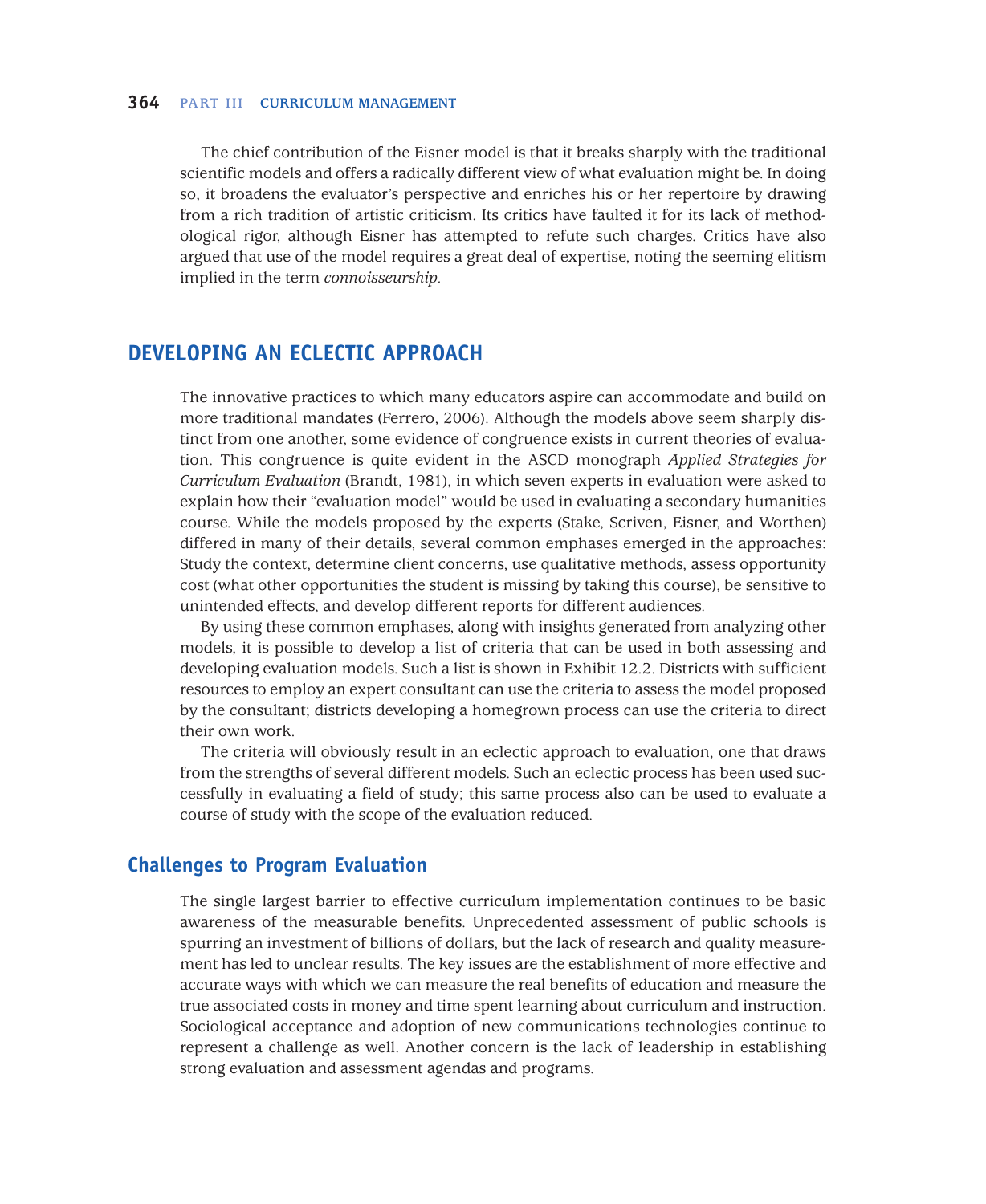The chief contribution of the Eisner model is that it breaks sharply with the traditional scientific models and offers a radically different view of what evaluation might be. In doing so, it broadens the evaluator's perspective and enriches his or her repertoire by drawing from a rich tradition of artistic criticism. Its critics have faulted it for its lack of methodological rigor, although Eisner has attempted to refute such charges. Critics have also argued that use of the model requires a great deal of expertise, noting the seeming elitism implied in the term *connoisseurship*.

## DEVELOPING AN ECLECTIC APPROACH

The innovative practices to which many educators aspire can accommodate and build on more traditional mandates (Ferrero, 2006). Although the models above seem sharply distinct from one another, some evidence of congruence exists in current theories of evaluation. This congruence is quite evident in the ASCD monograph *Applied Strategies for Curriculum Evaluation* (Brandt, 1981), in which seven experts in evaluation were asked to explain how their "evaluation model" would be used in evaluating a secondary humanities course. While the models proposed by the experts (Stake, Scriven, Eisner, and Worthen) differed in many of their details, several common emphases emerged in the approaches: Study the context, determine client concerns, use qualitative methods, assess opportunity cost (what other opportunities the student is missing by taking this course), be sensitive to unintended effects, and develop different reports for different audiences.

By using these common emphases, along with insights generated from analyzing other models, it is possible to develop a list of criteria that can be used in both assessing and developing evaluation models. Such a list is shown in Exhibit 12.2. Districts with sufficient resources to employ an expert consultant can use the criteria to assess the model proposed by the consultant; districts developing a homegrown process can use the criteria to direct their own work.

The criteria will obviously result in an eclectic approach to evaluation, one that draws from the strengths of several different models. Such an eclectic process has been used successfully in evaluating a field of study; this same process also can be used to evaluate a course of study with the scope of the evaluation reduced.

### Challenges to Program Evaluation

The single largest barrier to effective curriculum implementation continues to be basic awareness of the measurable benefits. Unprecedented assessment of public schools is spurring an investment of billions of dollars, but the lack of research and quality measurement has led to unclear results. The key issues are the establishment of more effective and accurate ways with which we can measure the real benefits of education and measure the true associated costs in money and time spent learning about curriculum and instruction. Sociological acceptance and adoption of new communications technologies continue to represent a challenge as well. Another concern is the lack of leadership in establishing strong evaluation and assessment agendas and programs.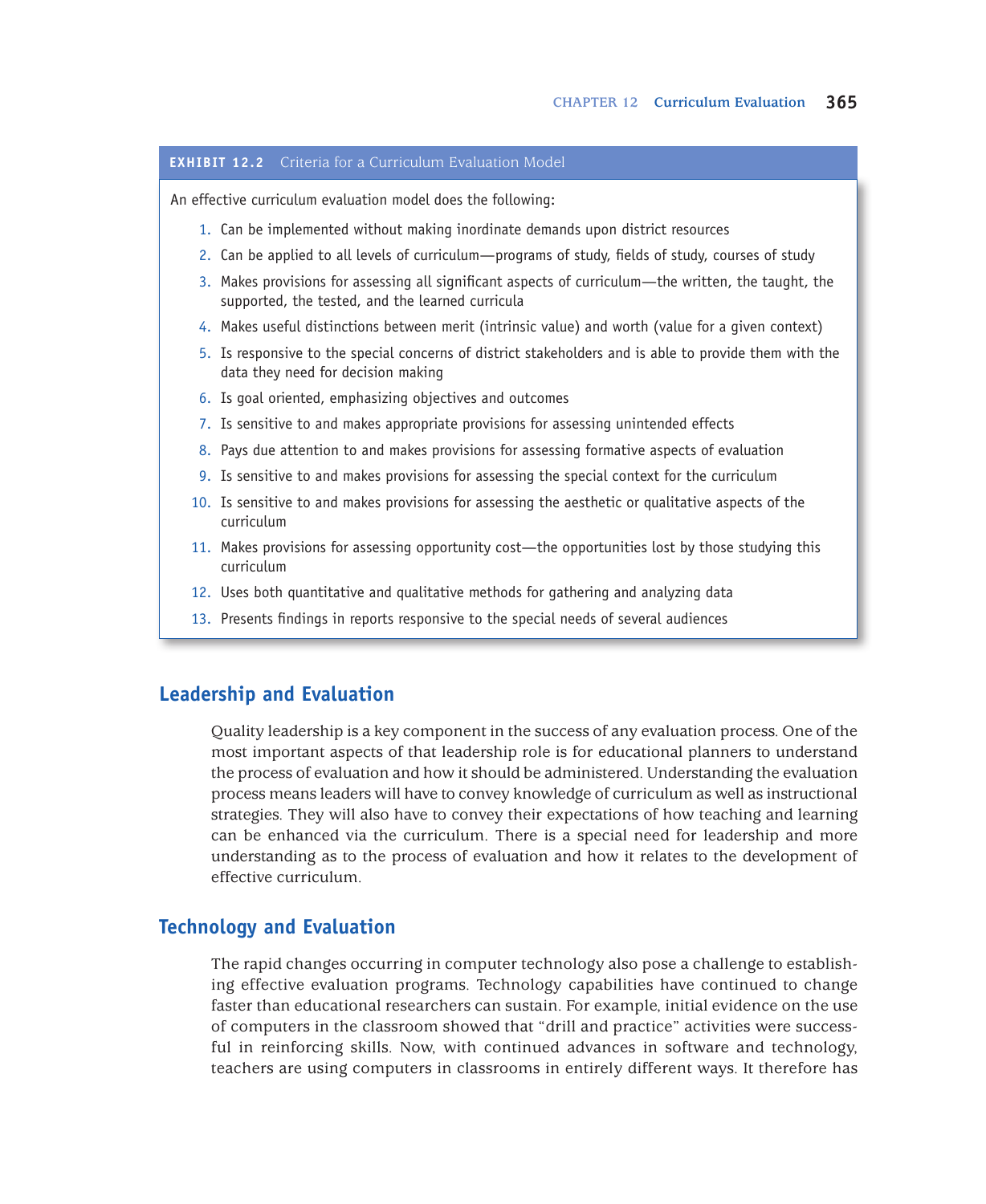**EXHIBIT 12.2** Criteria for a Curriculum Evaluation Model

An effective curriculum evaluation model does the following:

1. Can be implemented without making inordinate demands upon district resources
2. Can be applied to all levels of curriculum—programs of study, fields of study, courses of study
3. Makes provisions for assessing all significant aspects of curriculum—the written, the taught, the supported, the tested, and the learned curricula
4. Makes useful distinctions between merit (intrinsic value) and worth (value for a given context)
5. Is responsive to the special concerns of district stakeholders and is able to provide them with the data they need for decision making
6. Is goal oriented, emphasizing objectives and outcomes
7. Is sensitive to and makes appropriate provisions for assessing unintended effects
8. Pays due attention to and makes provisions for assessing formative aspects of evaluation
9. Is sensitive to and makes provisions for assessing the special context for the curriculum
10. Is sensitive to and makes provisions for assessing the aesthetic or qualitative aspects of the curriculum
11. Makes provisions for assessing opportunity cost—the opportunities lost by those studying this curriculum
12. Uses both quantitative and qualitative methods for gathering and analyzing data
13. Presents findings in reports responsive to the special needs of several audiences

## Leadership and Evaluation

Quality leadership is a key component in the success of any evaluation process. One of the most important aspects of that leadership role is for educational planners to understand the process of evaluation and how it should be administered. Understanding the evaluation process means leaders will have to convey knowledge of curriculum as well as instructional strategies. They will also have to convey their expectations of how teaching and learning can be enhanced via the curriculum. There is a special need for leadership and more understanding as to the process of evaluation and how it relates to the development of effective curriculum.

## Technology and Evaluation

The rapid changes occurring in computer technology also pose a challenge to establishing effective evaluation programs. Technology capabilities have continued to change faster than educational researchers can sustain. For example, initial evidence on the use of computers in the classroom showed that "drill and practice" activities were successful in reinforcing skills. Now, with continued advances in software and technology, teachers are using computers in classrooms in entirely different ways. It therefore has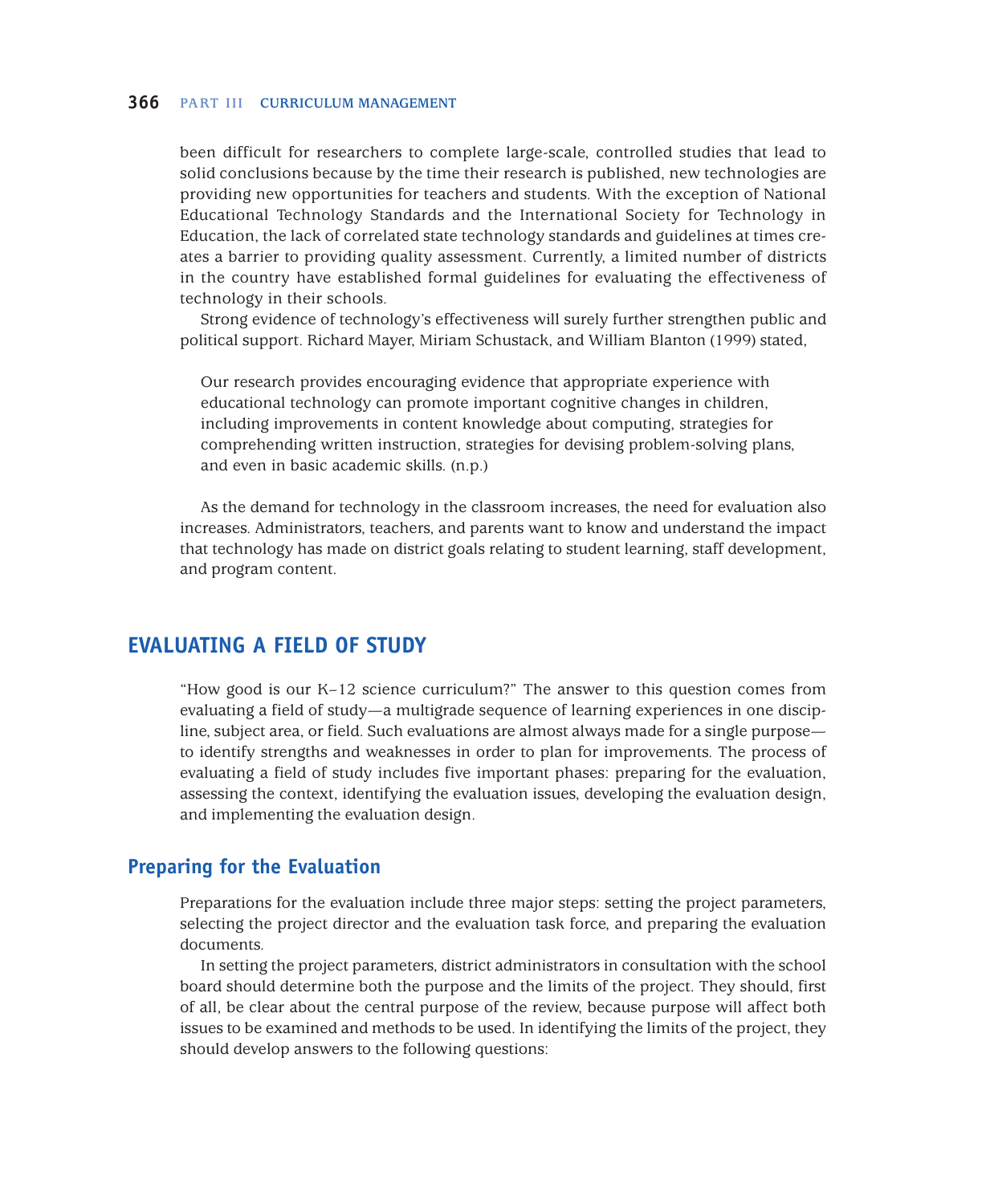been difficult for researchers to complete large-scale, controlled studies that lead to solid conclusions because by the time their research is published, new technologies are providing new opportunities for teachers and students. With the exception of National Educational Technology Standards and the International Society for Technology in Education, the lack of correlated state technology standards and guidelines at times creates a barrier to providing quality assessment. Currently, a limited number of districts in the country have established formal guidelines for evaluating the effectiveness of technology in their schools.

Strong evidence of technology's effectiveness will surely further strengthen public and political support. Richard Mayer, Miriam Schustack, and William Blanton (1999) stated,

> Our research provides encouraging evidence that appropriate experience with educational technology can promote important cognitive changes in children, including improvements in content knowledge about computing, strategies for comprehending written instruction, strategies for devising problem-solving plans, and even in basic academic skills. (n.p.)

As the demand for technology in the classroom increases, the need for evaluation also increases. Administrators, teachers, and parents want to know and understand the impact that technology has made on district goals relating to student learning, staff development, and program content.

## EVALUATING A FIELD OF STUDY

"How good is our K–12 science curriculum?" The answer to this question comes from evaluating a field of study—a multigrade sequence of learning experiences in one discipline, subject area, or field. Such evaluations are almost always made for a single purpose—to identify strengths and weaknesses in order to plan for improvements. The process of evaluating a field of study includes five important phases: preparing for the evaluation, assessing the context, identifying the evaluation issues, developing the evaluation design, and implementing the evaluation design.

### Preparing for the Evaluation

Preparations for the evaluation include three major steps: setting the project parameters, selecting the project director and the evaluation task force, and preparing the evaluation documents.

In setting the project parameters, district administrators in consultation with the school board should determine both the purpose and the limits of the project. They should, first of all, be clear about the central purpose of the review, because purpose will affect both issues to be examined and methods to be used. In identifying the limits of the project, they should develop answers to the following questions: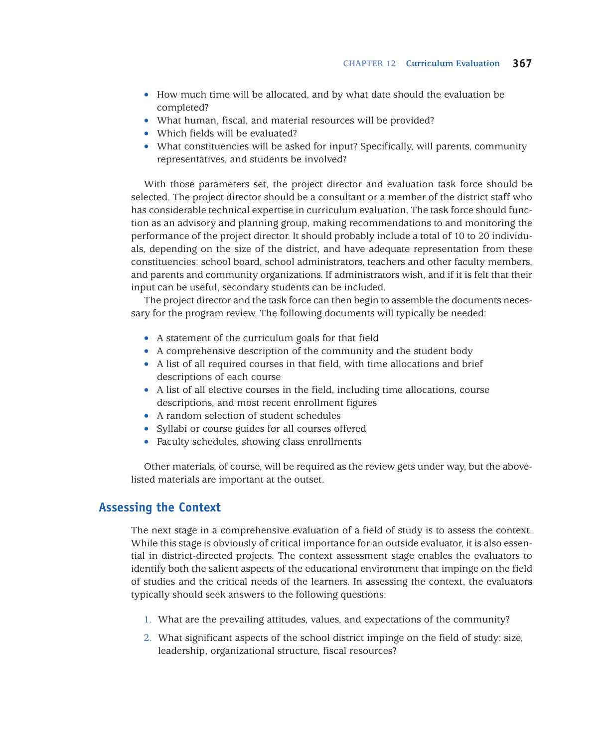- How much time will be allocated, and by what date should the evaluation be completed?
- What human, fiscal, and material resources will be provided?
- Which fields will be evaluated?
- What constituencies will be asked for input? Specifically, will parents, community representatives, and students be involved?

With those parameters set, the project director and evaluation task force should be selected. The project director should be a consultant or a member of the district staff who has considerable technical expertise in curriculum evaluation. The task force should function as an advisory and planning group, making recommendations to and monitoring the performance of the project director. It should probably include a total of 10 to 20 individuals, depending on the size of the district, and have adequate representation from these constituencies: school board, school administrators, teachers and other faculty members, and parents and community organizations. If administrators wish, and if it is felt that their input can be useful, secondary students can be included.

The project director and the task force can then begin to assemble the documents necessary for the program review. The following documents will typically be needed:

- A statement of the curriculum goals for that field
- A comprehensive description of the community and the student body
- A list of all required courses in that field, with time allocations and brief descriptions of each course
- A list of all elective courses in the field, including time allocations, course descriptions, and most recent enrollment figures
- A random selection of student schedules
- Syllabi or course guides for all courses offered
- Faculty schedules, showing class enrollments

Other materials, of course, will be required as the review gets under way, but the above-listed materials are important at the outset.

## Assessing the Context

The next stage in a comprehensive evaluation of a field of study is to assess the context. While this stage is obviously of critical importance for an outside evaluator, it is also essential in district-directed projects. The context assessment stage enables the evaluators to identify both the salient aspects of the educational environment that impinge on the field of studies and the critical needs of the learners. In assessing the context, the evaluators typically should seek answers to the following questions:

1. What are the prevailing attitudes, values, and expectations of the community?
2. What significant aspects of the school district impinge on the field of study: size, leadership, organizational structure, fiscal resources?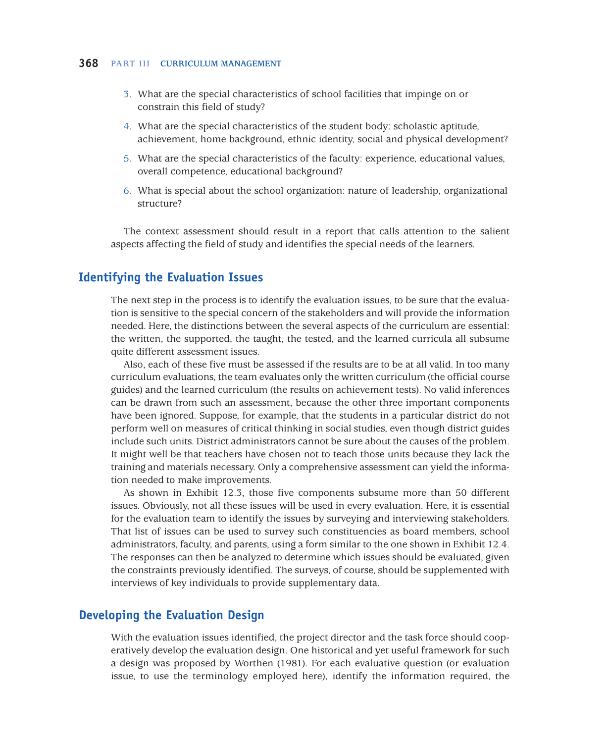3. What are the special characteristics of school facilities that impinge on or constrain this field of study?
4. What are the special characteristics of the student body: scholastic aptitude, achievement, home background, ethnic identity, social and physical development?
5. What are the special characteristics of the faculty: experience, educational values, overall competence, educational background?
6. What is special about the school organization: nature of leadership, organizational structure?

The context assessment should result in a report that calls attention to the salient aspects affecting the field of study and identifies the special needs of the learners.

## Identifying the Evaluation Issues

The next step in the process is to identify the evaluation issues, to be sure that the evaluation is sensitive to the special concern of the stakeholders and will provide the information needed. Here, the distinctions between the several aspects of the curriculum are essential: the written, the supported, the taught, the tested, and the learned curricula all subsume quite different assessment issues.

Also, each of these five must be assessed if the results are to be at all valid. In too many curriculum evaluations, the team evaluates only the written curriculum (the official course guides) and the learned curriculum (the results on achievement tests). No valid inferences can be drawn from such an assessment, because the other three important components have been ignored. Suppose, for example, that the students in a particular district do not perform well on measures of critical thinking in social studies, even though district guides include such units. District administrators cannot be sure about the causes of the problem. It might well be that teachers have chosen not to teach those units because they lack the training and materials necessary. Only a comprehensive assessment can yield the information needed to make improvements.

As shown in Exhibit 12.3, those five components subsume more than 50 different issues. Obviously, not all these issues will be used in every evaluation. Here, it is essential for the evaluation team to identify the issues by surveying and interviewing stakeholders. That list of issues can be used to survey such constituencies as board members, school administrators, faculty, and parents, using a form similar to the one shown in Exhibit 12.4. The responses can then be analyzed to determine which issues should be evaluated, given the constraints previously identified. The surveys, of course, should be supplemented with interviews of key individuals to provide supplementary data.

## Developing the Evaluation Design

With the evaluation issues identified, the project director and the task force should cooperatively develop the evaluation design. One historical and yet useful framework for such a design was proposed by Worthen (1981). For each evaluative question (or evaluation issue, to use the terminology employed here), identify the information required, the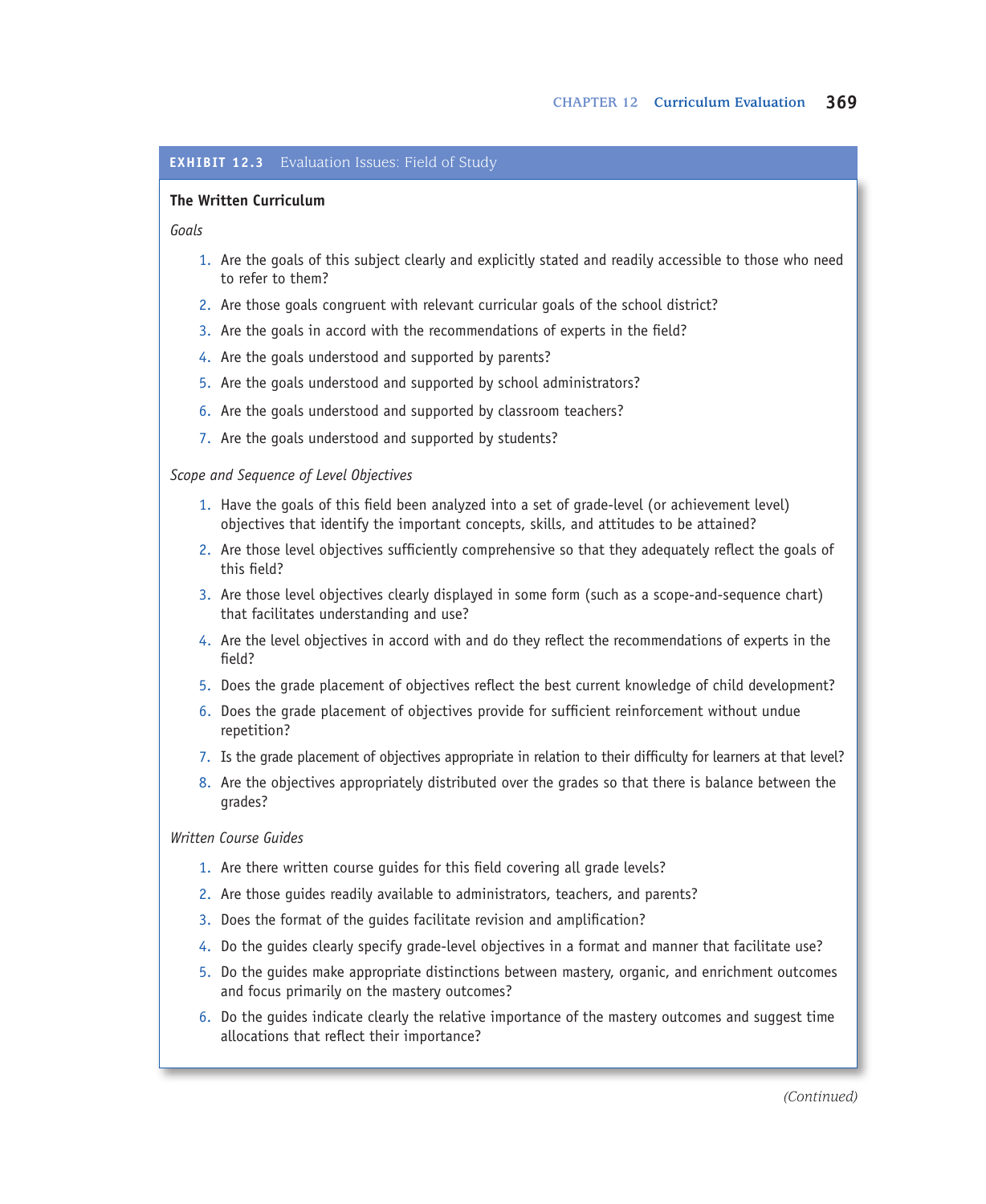**EXHIBIT 12.3** Evaluation Issues: Field of Study

### The Written Curriculum

*Goals*

1. Are the goals of this subject clearly and explicitly stated and readily accessible to those who need to refer to them?
2. Are those goals congruent with relevant curricular goals of the school district?
3. Are the goals in accord with the recommendations of experts in the field?
4. Are the goals understood and supported by parents?
5. Are the goals understood and supported by school administrators?
6. Are the goals understood and supported by classroom teachers?
7. Are the goals understood and supported by students?

*Scope and Sequence of Level Objectives*

1. Have the goals of this field been analyzed into a set of grade-level (or achievement level) objectives that identify the important concepts, skills, and attitudes to be attained?
2. Are those level objectives sufficiently comprehensive so that they adequately reflect the goals of this field?
3. Are those level objectives clearly displayed in some form (such as a scope-and-sequence chart) that facilitates understanding and use?
4. Are the level objectives in accord with and do they reflect the recommendations of experts in the field?
5. Does the grade placement of objectives reflect the best current knowledge of child development?
6. Does the grade placement of objectives provide for sufficient reinforcement without undue repetition?
7. Is the grade placement of objectives appropriate in relation to their difficulty for learners at that level?
8. Are the objectives appropriately distributed over the grades so that there is balance between the grades?

*Written Course Guides*

1. Are there written course guides for this field covering all grade levels?
2. Are those guides readily available to administrators, teachers, and parents?
3. Does the format of the guides facilitate revision and amplification?
4. Do the guides clearly specify grade-level objectives in a format and manner that facilitate use?
5. Do the guides make appropriate distinctions between mastery, organic, and enrichment outcomes and focus primarily on the mastery outcomes?
6. Do the guides indicate clearly the relative importance of the mastery outcomes and suggest time allocations that reflect their importance?

*(Continued)*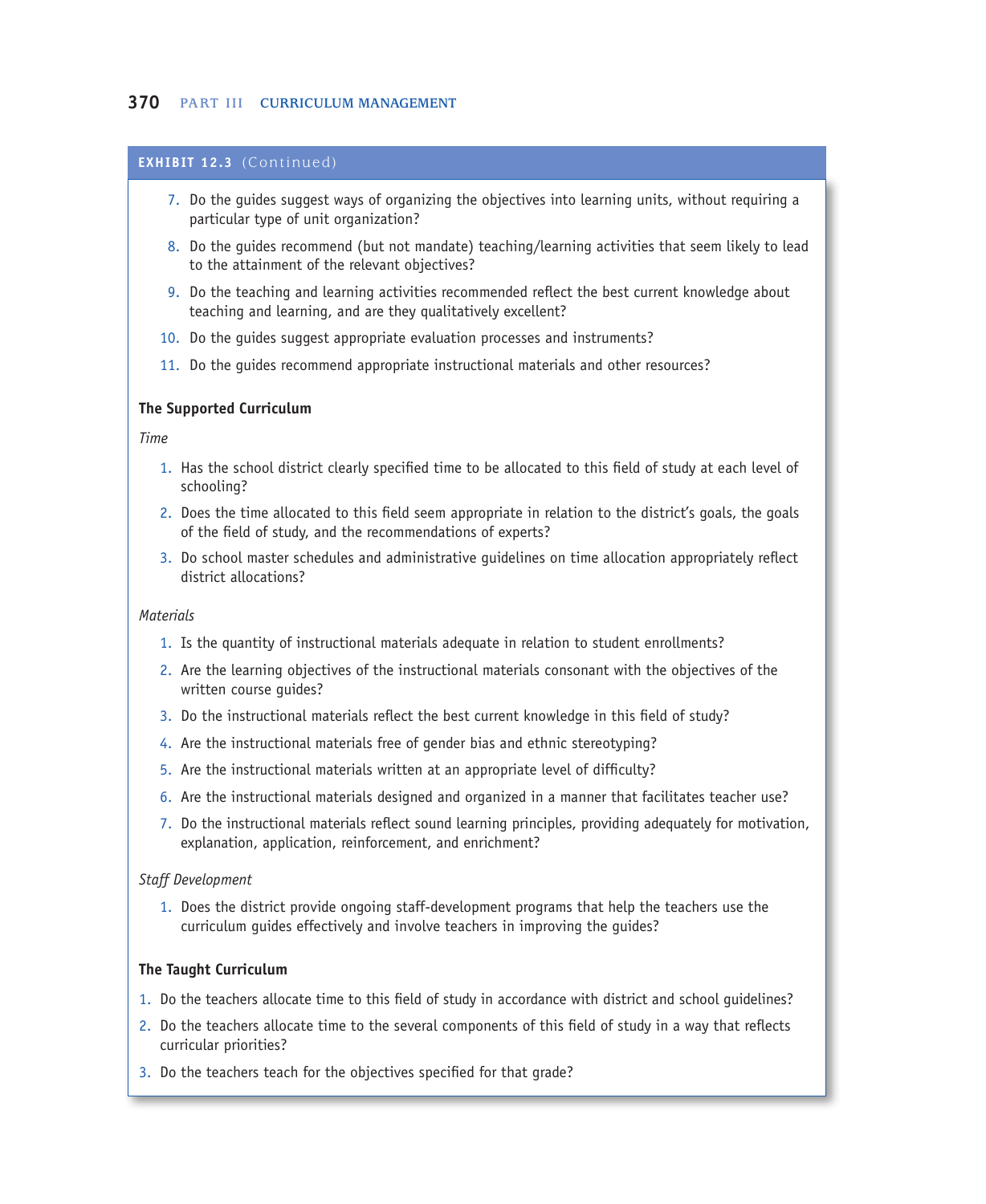**EXHIBIT 12.3** (Continued)

7. Do the guides suggest ways of organizing the objectives into learning units, without requiring a particular type of unit organization?
8. Do the guides recommend (but not mandate) teaching/learning activities that seem likely to lead to the attainment of the relevant objectives?
9. Do the teaching and learning activities recommended reflect the best current knowledge about teaching and learning, and are they qualitatively excellent?
10. Do the guides suggest appropriate evaluation processes and instruments?
11. Do the guides recommend appropriate instructional materials and other resources?

**The Supported Curriculum**

*Time*

1. Has the school district clearly specified time to be allocated to this field of study at each level of schooling?
2. Does the time allocated to this field seem appropriate in relation to the district's goals, the goals of the field of study, and the recommendations of experts?
3. Do school master schedules and administrative guidelines on time allocation appropriately reflect district allocations?

*Materials*

1. Is the quantity of instructional materials adequate in relation to student enrollments?
2. Are the learning objectives of the instructional materials consonant with the objectives of the written course guides?
3. Do the instructional materials reflect the best current knowledge in this field of study?
4. Are the instructional materials free of gender bias and ethnic stereotyping?
5. Are the instructional materials written at an appropriate level of difficulty?
6. Are the instructional materials designed and organized in a manner that facilitates teacher use?
7. Do the instructional materials reflect sound learning principles, providing adequately for motivation, explanation, application, reinforcement, and enrichment?

*Staff Development*

1. Does the district provide ongoing staff-development programs that help the teachers use the curriculum guides effectively and involve teachers in improving the guides?

**The Taught Curriculum**

1. Do the teachers allocate time to this field of study in accordance with district and school guidelines?
2. Do the teachers allocate time to the several components of this field of study in a way that reflects curricular priorities?
3. Do the teachers teach for the objectives specified for that grade?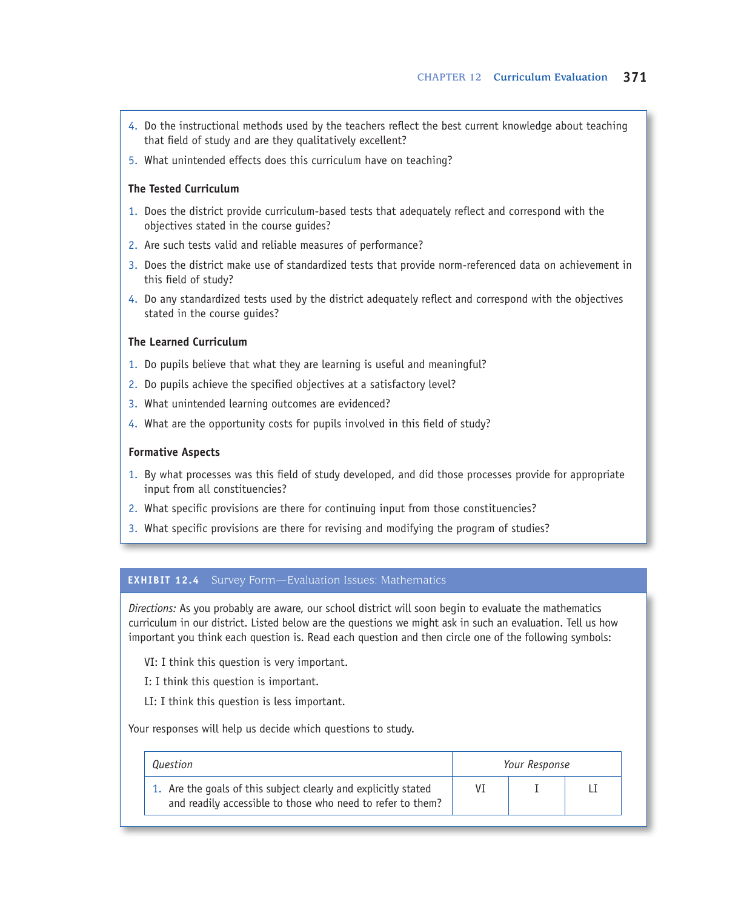4. Do the instructional methods used by the teachers reflect the best current knowledge about teaching that field of study and are they qualitatively excellent?
5. What unintended effects does this curriculum have on teaching?

**The Tested Curriculum**

1. Does the district provide curriculum-based tests that adequately reflect and correspond with the objectives stated in the course guides?
2. Are such tests valid and reliable measures of performance?
3. Does the district make use of standardized tests that provide norm-referenced data on achievement in this field of study?
4. Do any standardized tests used by the district adequately reflect and correspond with the objectives stated in the course guides?

**The Learned Curriculum**

1. Do pupils believe that what they are learning is useful and meaningful?
2. Do pupils achieve the specified objectives at a satisfactory level?
3. What unintended learning outcomes are evidenced?
4. What are the opportunity costs for pupils involved in this field of study?

**Formative Aspects**

1. By what processes was this field of study developed, and did those processes provide for appropriate input from all constituencies?
2. What specific provisions are there for continuing input from those constituencies?
3. What specific provisions are there for revising and modifying the program of studies?

**EXHIBIT 12.4** Survey Form—Evaluation Issues: Mathematics

*Directions:* As you probably are aware, our school district will soon begin to evaluate the mathematics curriculum in our district. Listed below are the questions we might ask in such an evaluation. Tell us how important you think each question is. Read each question and then circle one of the following symbols:

VI: I think this question is very important.

I: I think this question is important.

LI: I think this question is less important.

Your responses will help us decide which questions to study.

| *Question* | *Your Response* | | |
|---|---|---|---|
| 1. Are the goals of this subject clearly and explicitly stated and readily accessible to those who need to refer to them? | VI | I | LI |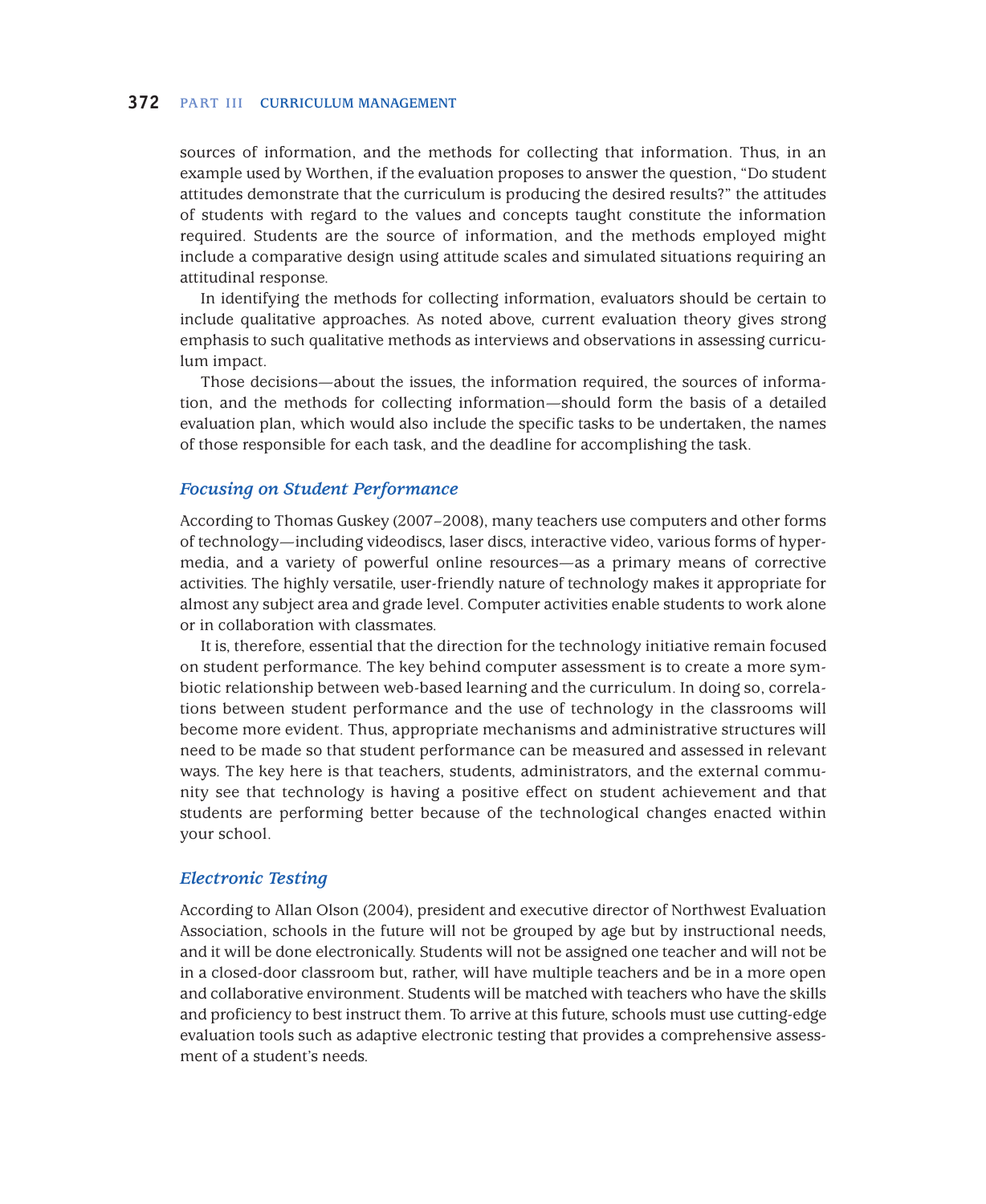sources of information, and the methods for collecting that information. Thus, in an example used by Worthen, if the evaluation proposes to answer the question, "Do student attitudes demonstrate that the curriculum is producing the desired results?" the attitudes of students with regard to the values and concepts taught constitute the information required. Students are the source of information, and the methods employed might include a comparative design using attitude scales and simulated situations requiring an attitudinal response.

In identifying the methods for collecting information, evaluators should be certain to include qualitative approaches. As noted above, current evaluation theory gives strong emphasis to such qualitative methods as interviews and observations in assessing curriculum impact.

Those decisions—about the issues, the information required, the sources of information, and the methods for collecting information—should form the basis of a detailed evaluation plan, which would also include the specific tasks to be undertaken, the names of those responsible for each task, and the deadline for accomplishing the task.

### *Focusing on Student Performance*

According to Thomas Guskey (2007–2008), many teachers use computers and other forms of technology—including videodiscs, laser discs, interactive video, various forms of hypermedia, and a variety of powerful online resources—as a primary means of corrective activities. The highly versatile, user-friendly nature of technology makes it appropriate for almost any subject area and grade level. Computer activities enable students to work alone or in collaboration with classmates.

It is, therefore, essential that the direction for the technology initiative remain focused on student performance. The key behind computer assessment is to create a more symbiotic relationship between web-based learning and the curriculum. In doing so, correlations between student performance and the use of technology in the classrooms will become more evident. Thus, appropriate mechanisms and administrative structures will need to be made so that student performance can be measured and assessed in relevant ways. The key here is that teachers, students, administrators, and the external community see that technology is having a positive effect on student achievement and that students are performing better because of the technological changes enacted within your school.

### *Electronic Testing*

According to Allan Olson (2004), president and executive director of Northwest Evaluation Association, schools in the future will not be grouped by age but by instructional needs, and it will be done electronically. Students will not be assigned one teacher and will not be in a closed-door classroom but, rather, will have multiple teachers and be in a more open and collaborative environment. Students will be matched with teachers who have the skills and proficiency to best instruct them. To arrive at this future, schools must use cutting-edge evaluation tools such as adaptive electronic testing that provides a comprehensive assessment of a student's needs.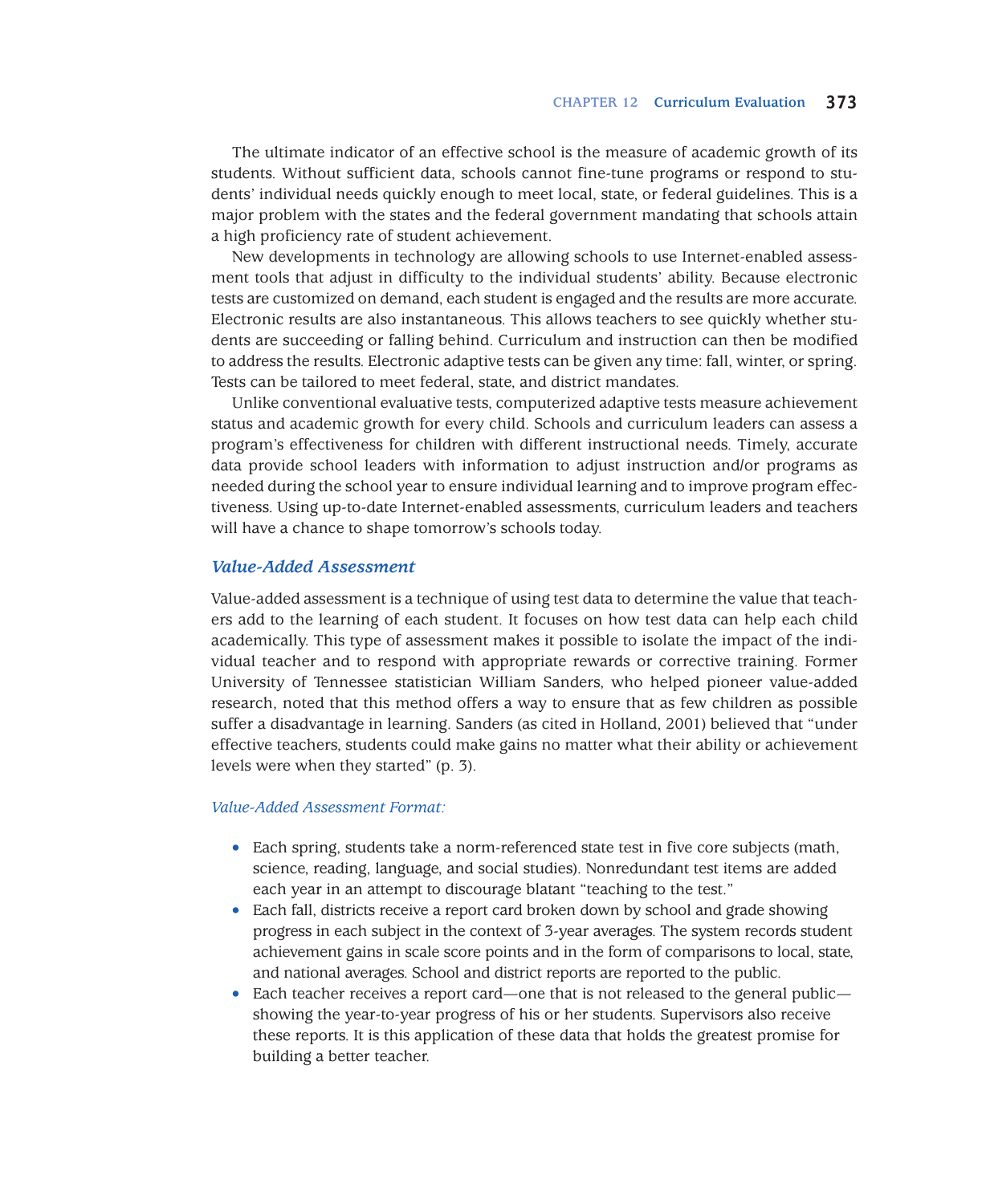The ultimate indicator of an effective school is the measure of academic growth of its students. Without sufficient data, schools cannot fine-tune programs or respond to students' individual needs quickly enough to meet local, state, or federal guidelines. This is a major problem with the states and the federal government mandating that schools attain a high proficiency rate of student achievement.

New developments in technology are allowing schools to use Internet-enabled assessment tools that adjust in difficulty to the individual students' ability. Because electronic tests are customized on demand, each student is engaged and the results are more accurate. Electronic results are also instantaneous. This allows teachers to see quickly whether students are succeeding or falling behind. Curriculum and instruction can then be modified to address the results. Electronic adaptive tests can be given any time: fall, winter, or spring. Tests can be tailored to meet federal, state, and district mandates.

Unlike conventional evaluative tests, computerized adaptive tests measure achievement status and academic growth for every child. Schools and curriculum leaders can assess a program's effectiveness for children with different instructional needs. Timely, accurate data provide school leaders with information to adjust instruction and/or programs as needed during the school year to ensure individual learning and to improve program effectiveness. Using up-to-date Internet-enabled assessments, curriculum leaders and teachers will have a chance to shape tomorrow's schools today.

### *Value-Added Assessment*

Value-added assessment is a technique of using test data to determine the value that teachers add to the learning of each student. It focuses on how test data can help each child academically. This type of assessment makes it possible to isolate the impact of the individual teacher and to respond with appropriate rewards or corrective training. Former University of Tennessee statistician William Sanders, who helped pioneer value-added research, noted that this method offers a way to ensure that as few children as possible suffer a disadvantage in learning. Sanders (as cited in Holland, 2001) believed that "under effective teachers, students could make gains no matter what their ability or achievement levels were when they started" (p. 3).

*Value-Added Assessment Format:*

- Each spring, students take a norm-referenced state test in five core subjects (math, science, reading, language, and social studies). Nonredundant test items are added each year in an attempt to discourage blatant "teaching to the test."
- Each fall, districts receive a report card broken down by school and grade showing progress in each subject in the context of 3-year averages. The system records student achievement gains in scale score points and in the form of comparisons to local, state, and national averages. School and district reports are reported to the public.
- Each teacher receives a report card—one that is not released to the general public—showing the year-to-year progress of his or her students. Supervisors also receive these reports. It is this application of these data that holds the greatest promise for building a better teacher.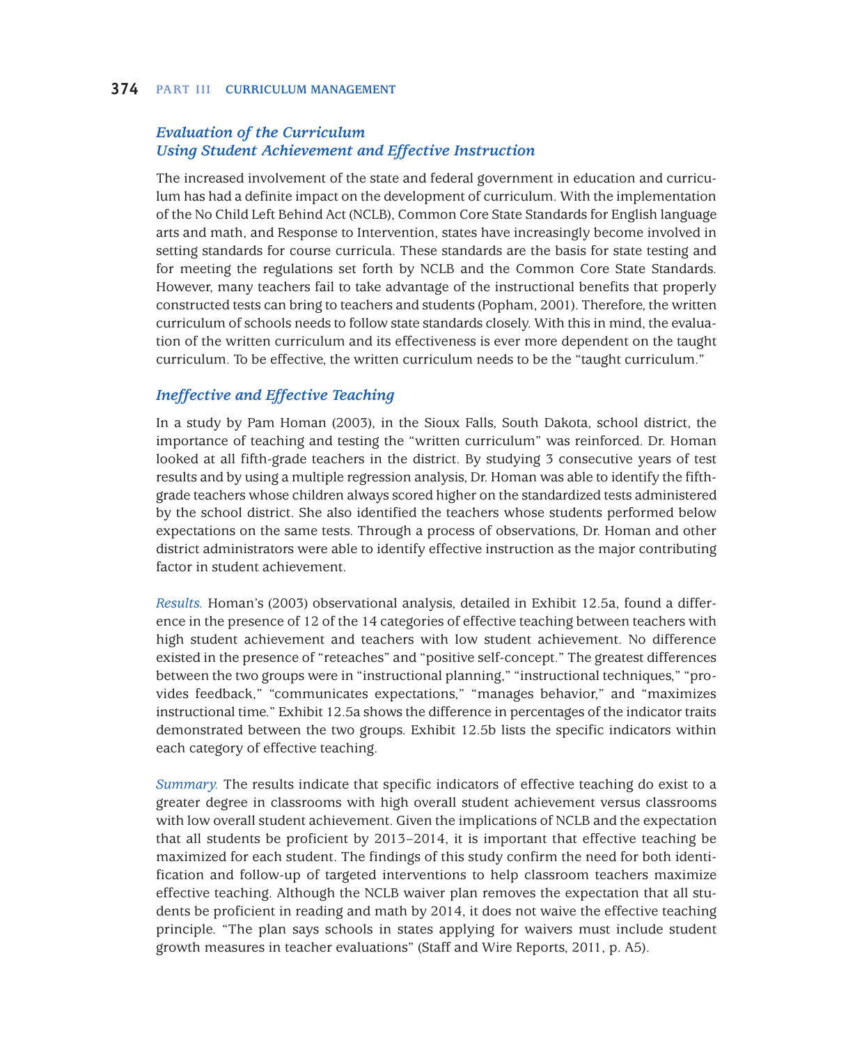### *Evaluation of the Curriculum Using Student Achievement and Effective Instruction*

The increased involvement of the state and federal government in education and curriculum has had a definite impact on the development of curriculum. With the implementation of the No Child Left Behind Act (NCLB), Common Core State Standards for English language arts and math, and Response to Intervention, states have increasingly become involved in setting standards for course curricula. These standards are the basis for state testing and for meeting the regulations set forth by NCLB and the Common Core State Standards. However, many teachers fail to take advantage of the instructional benefits that properly constructed tests can bring to teachers and students (Popham, 2001). Therefore, the written curriculum of schools needs to follow state standards closely. With this in mind, the evaluation of the written curriculum and its effectiveness is ever more dependent on the taught curriculum. To be effective, the written curriculum needs to be the "taught curriculum."

### *Ineffective and Effective Teaching*

In a study by Pam Homan (2003), in the Sioux Falls, South Dakota, school district, the importance of teaching and testing the "written curriculum" was reinforced. Dr. Homan looked at all fifth-grade teachers in the district. By studying 3 consecutive years of test results and by using a multiple regression analysis, Dr. Homan was able to identify the fifth-grade teachers whose children always scored higher on the standardized tests administered by the school district. She also identified the teachers whose students performed below expectations on the same tests. Through a process of observations, Dr. Homan and other district administrators were able to identify effective instruction as the major contributing factor in student achievement.

*Results.* Homan's (2003) observational analysis, detailed in Exhibit 12.5a, found a difference in the presence of 12 of the 14 categories of effective teaching between teachers with high student achievement and teachers with low student achievement. No difference existed in the presence of "reteaches" and "positive self-concept." The greatest differences between the two groups were in "instructional planning," "instructional techniques," "provides feedback," "communicates expectations," "manages behavior," and "maximizes instructional time." Exhibit 12.5a shows the difference in percentages of the indicator traits demonstrated between the two groups. Exhibit 12.5b lists the specific indicators within each category of effective teaching.

*Summary.* The results indicate that specific indicators of effective teaching do exist to a greater degree in classrooms with high overall student achievement versus classrooms with low overall student achievement. Given the implications of NCLB and the expectation that all students be proficient by 2013–2014, it is important that effective teaching be maximized for each student. The findings of this study confirm the need for both identification and follow-up of targeted interventions to help classroom teachers maximize effective teaching. Although the NCLB waiver plan removes the expectation that all students be proficient in reading and math by 2014, it does not waive the effective teaching principle. "The plan says schools in states applying for waivers must include student growth measures in teacher evaluations" (Staff and Wire Reports, 2011, p. A5).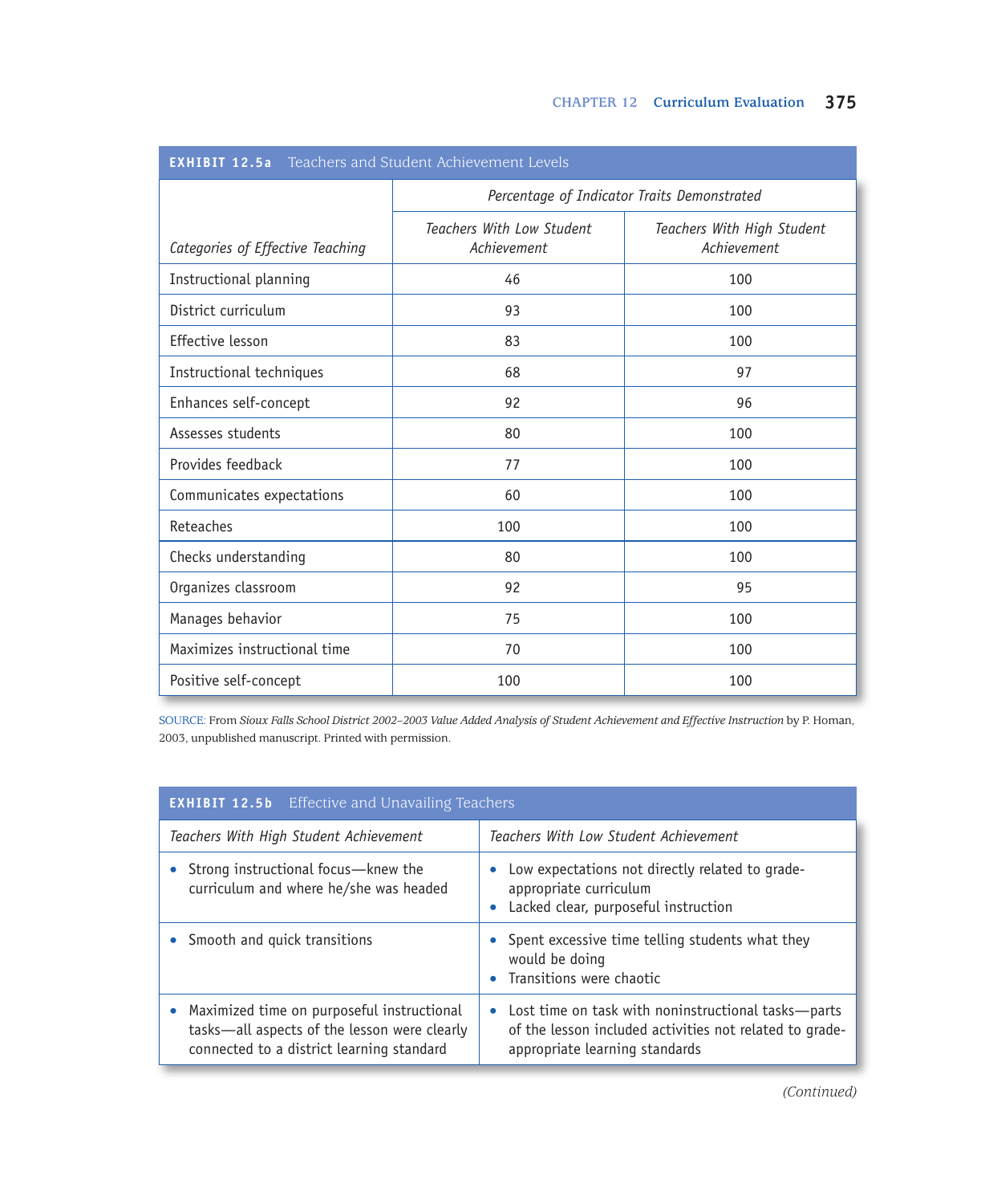**EXHIBIT 12.5a** Teachers and Student Achievement Levels

| *Categories of Effective Teaching* | *Percentage of Indicator Traits Demonstrated* | |
|---|---|---|
| | *Teachers With Low Student Achievement* | *Teachers With High Student Achievement* |
| Instructional planning | 46 | 100 |
| District curriculum | 93 | 100 |
| Effective lesson | 83 | 100 |
| Instructional techniques | 68 | 97 |
| Enhances self-concept | 92 | 96 |
| Assesses students | 80 | 100 |
| Provides feedback | 77 | 100 |
| Communicates expectations | 60 | 100 |
| Reteaches | 100 | 100 |
| Checks understanding | 80 | 100 |
| Organizes classroom | 92 | 95 |
| Manages behavior | 75 | 100 |
| Maximizes instructional time | 70 | 100 |
| Positive self-concept | 100 | 100 |

SOURCE: From *Sioux Falls School District 2002–2003 Value Added Analysis of Student Achievement and Effective Instruction* by P. Homan, 2003, unpublished manuscript. Printed with permission.

**EXHIBIT 12.5b** Effective and Unavailing Teachers

| *Teachers With High Student Achievement* | *Teachers With Low Student Achievement* |
|---|---|
| • Strong instructional focus—knew the curriculum and where he/she was headed | • Low expectations not directly related to grade-appropriate curriculum<br>• Lacked clear, purposeful instruction |
| • Smooth and quick transitions | • Spent excessive time telling students what they would be doing<br>• Transitions were chaotic |
| • Maximized time on purposeful instructional tasks—all aspects of the lesson were clearly connected to a district learning standard | • Lost time on task with noninstructional tasks—parts of the lesson included activities not related to grade-appropriate learning standards |

*(Continued)*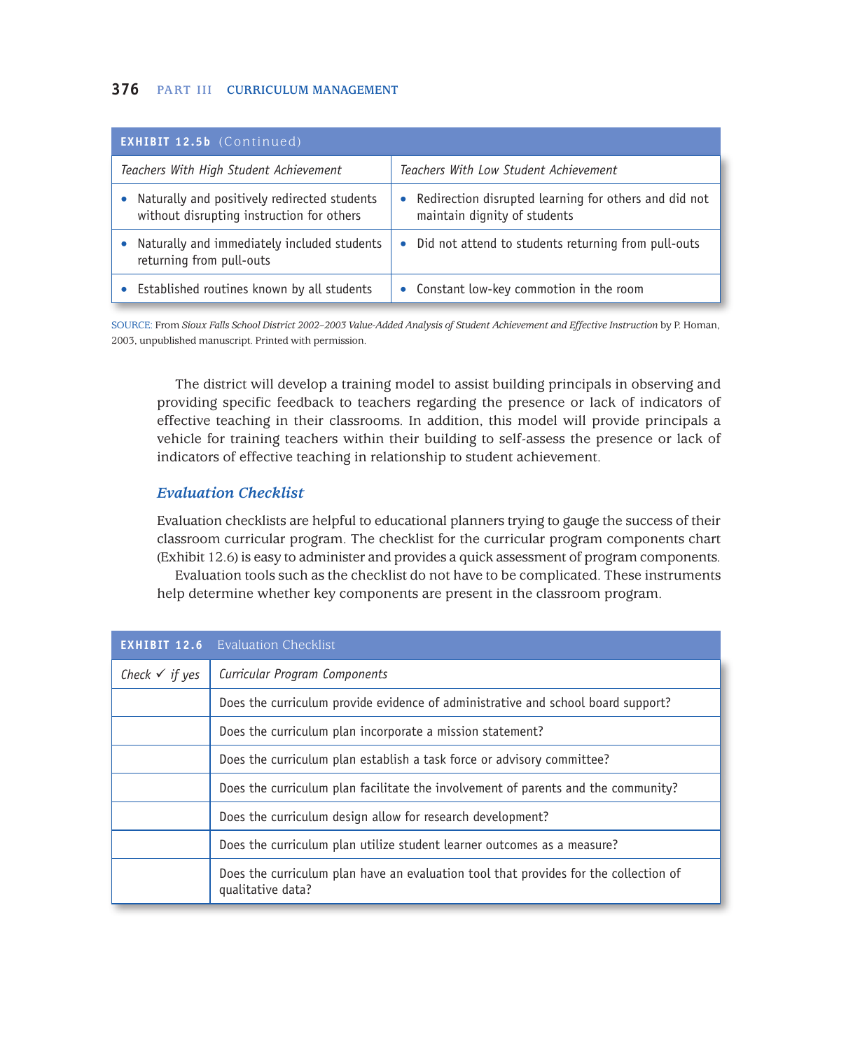**EXHIBIT 12.5b** (Continued)

| *Teachers With High Student Achievement* | *Teachers With Low Student Achievement* |
|---|---|
| • Naturally and positively redirected students without disrupting instruction for others | • Redirection disrupted learning for others and did not maintain dignity of students |
| • Naturally and immediately included students returning from pull-outs | • Did not attend to students returning from pull-outs |
| • Established routines known by all students | • Constant low-key commotion in the room |

SOURCE: From *Sioux Falls School District 2002–2003 Value-Added Analysis of Student Achievement and Effective Instruction* by P. Homan, 2003, unpublished manuscript. Printed with permission.

The district will develop a training model to assist building principals in observing and providing specific feedback to teachers regarding the presence or lack of indicators of effective teaching in their classrooms. In addition, this model will provide principals a vehicle for training teachers within their building to self-assess the presence or lack of indicators of effective teaching in relationship to student achievement.

### *Evaluation Checklist*

Evaluation checklists are helpful to educational planners trying to gauge the success of their classroom curricular program. The checklist for the curricular program components chart (Exhibit 12.6) is easy to administer and provides a quick assessment of program components.

Evaluation tools such as the checklist do not have to be complicated. These instruments help determine whether key components are present in the classroom program.

**EXHIBIT 12.6** Evaluation Checklist

| *Check ✓ if yes* | *Curricular Program Components* |
|---|---|
| | Does the curriculum provide evidence of administrative and school board support? |
| | Does the curriculum plan incorporate a mission statement? |
| | Does the curriculum plan establish a task force or advisory committee? |
| | Does the curriculum plan facilitate the involvement of parents and the community? |
| | Does the curriculum design allow for research development? |
| | Does the curriculum plan utilize student learner outcomes as a measure? |
| | Does the curriculum plan have an evaluation tool that provides for the collection of qualitative data? |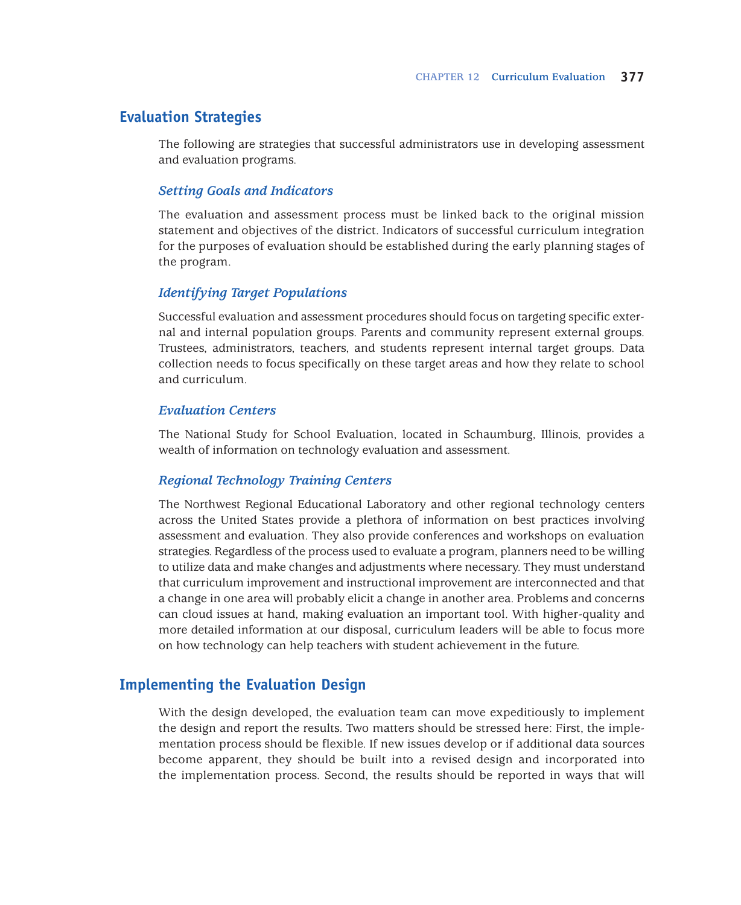## Evaluation Strategies

The following are strategies that successful administrators use in developing assessment and evaluation programs.

### *Setting Goals and Indicators*

The evaluation and assessment process must be linked back to the original mission statement and objectives of the district. Indicators of successful curriculum integration for the purposes of evaluation should be established during the early planning stages of the program.

### *Identifying Target Populations*

Successful evaluation and assessment procedures should focus on targeting specific external and internal population groups. Parents and community represent external groups. Trustees, administrators, teachers, and students represent internal target groups. Data collection needs to focus specifically on these target areas and how they relate to school and curriculum.

### *Evaluation Centers*

The National Study for School Evaluation, located in Schaumburg, Illinois, provides a wealth of information on technology evaluation and assessment.

### *Regional Technology Training Centers*

The Northwest Regional Educational Laboratory and other regional technology centers across the United States provide a plethora of information on best practices involving assessment and evaluation. They also provide conferences and workshops on evaluation strategies. Regardless of the process used to evaluate a program, planners need to be willing to utilize data and make changes and adjustments where necessary. They must understand that curriculum improvement and instructional improvement are interconnected and that a change in one area will probably elicit a change in another area. Problems and concerns can cloud issues at hand, making evaluation an important tool. With higher-quality and more detailed information at our disposal, curriculum leaders will be able to focus more on how technology can help teachers with student achievement in the future.

## Implementing the Evaluation Design

With the design developed, the evaluation team can move expeditiously to implement the design and report the results. Two matters should be stressed here: First, the implementation process should be flexible. If new issues develop or if additional data sources become apparent, they should be built into a revised design and incorporated into the implementation process. Second, the results should be reported in ways that will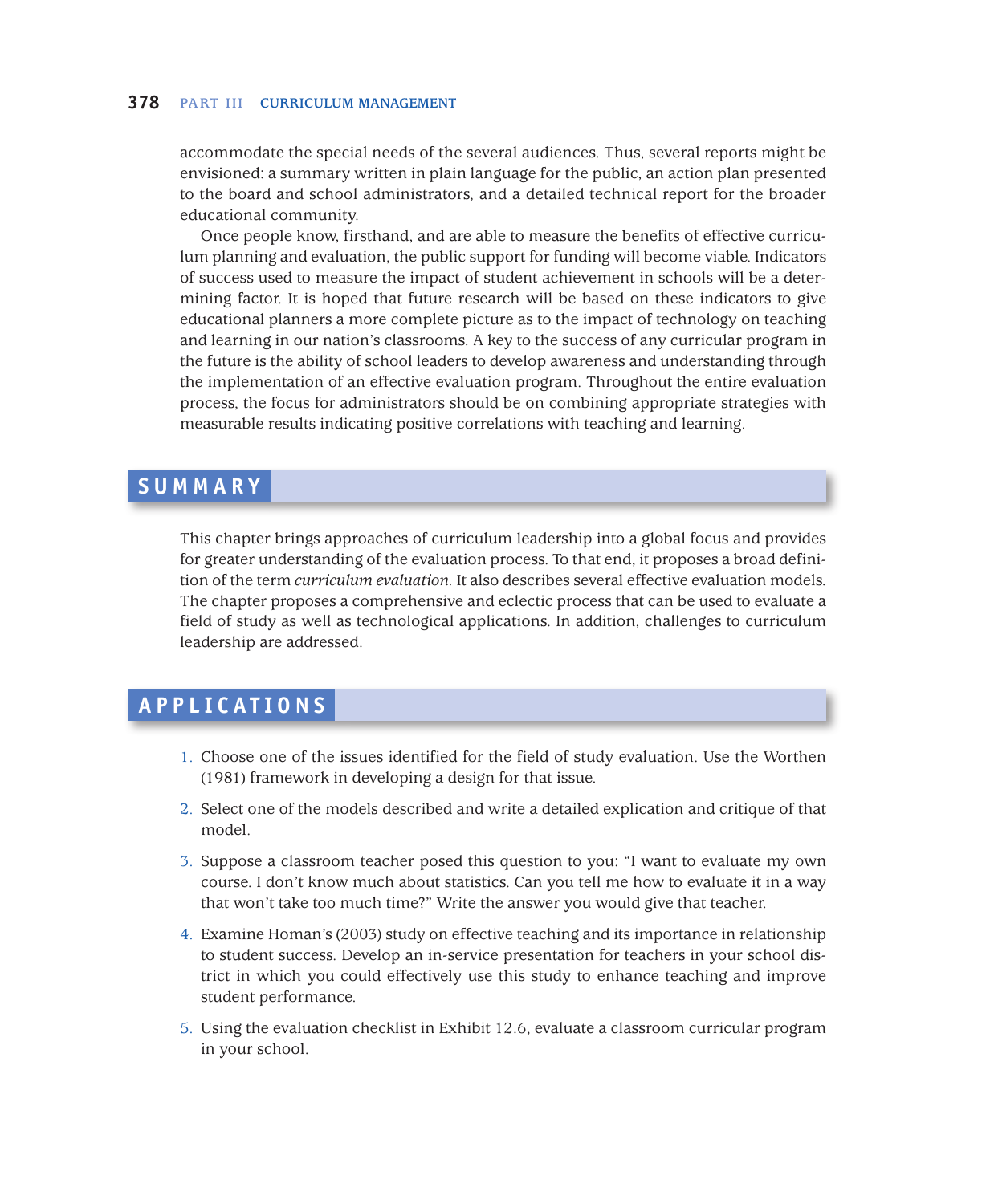accommodate the special needs of the several audiences. Thus, several reports might be envisioned: a summary written in plain language for the public, an action plan presented to the board and school administrators, and a detailed technical report for the broader educational community.

Once people know, firsthand, and are able to measure the benefits of effective curriculum planning and evaluation, the public support for funding will become viable. Indicators of success used to measure the impact of student achievement in schools will be a determining factor. It is hoped that future research will be based on these indicators to give educational planners a more complete picture as to the impact of technology on teaching and learning in our nation's classrooms. A key to the success of any curricular program in the future is the ability of school leaders to develop awareness and understanding through the implementation of an effective evaluation program. Throughout the entire evaluation process, the focus for administrators should be on combining appropriate strategies with measurable results indicating positive correlations with teaching and learning.

## SUMMARY

This chapter brings approaches of curriculum leadership into a global focus and provides for greater understanding of the evaluation process. To that end, it proposes a broad definition of the term *curriculum evaluation*. It also describes several effective evaluation models. The chapter proposes a comprehensive and eclectic process that can be used to evaluate a field of study as well as technological applications. In addition, challenges to curriculum leadership are addressed.

## APPLICATIONS

1. Choose one of the issues identified for the field of study evaluation. Use the Worthen (1981) framework in developing a design for that issue.
2. Select one of the models described and write a detailed explication and critique of that model.
3. Suppose a classroom teacher posed this question to you: "I want to evaluate my own course. I don't know much about statistics. Can you tell me how to evaluate it in a way that won't take too much time?" Write the answer you would give that teacher.
4. Examine Homan's (2003) study on effective teaching and its importance in relationship to student success. Develop an in-service presentation for teachers in your school district in which you could effectively use this study to enhance teaching and improve student performance.
5. Using the evaluation checklist in Exhibit 12.6, evaluate a classroom curricular program in your school.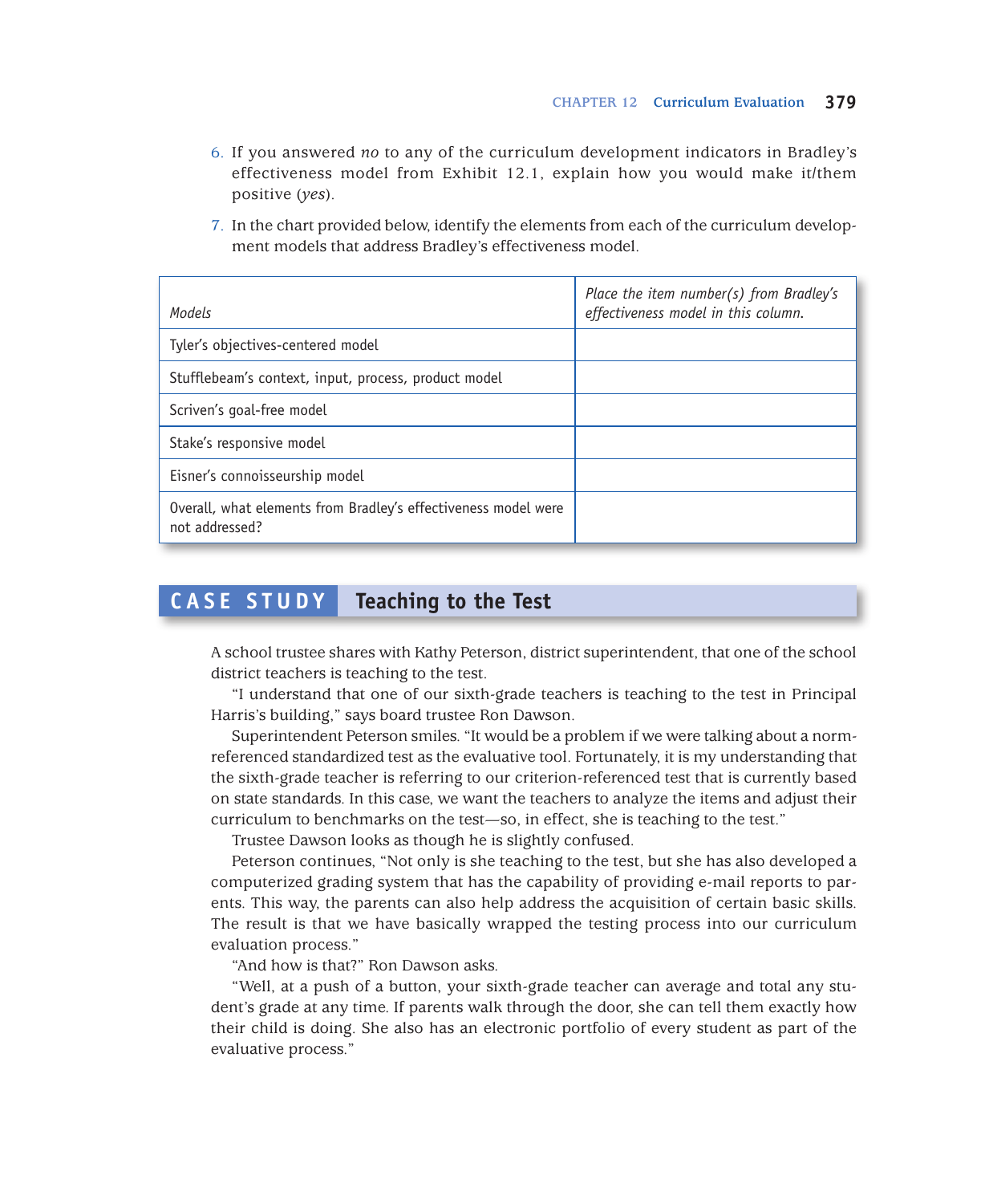6. If you answered *no* to any of the curriculum development indicators in Bradley's effectiveness model from Exhibit 12.1, explain how you would make it/them positive (*yes*).

7. In the chart provided below, identify the elements from each of the curriculum development models that address Bradley's effectiveness model.

| *Models* | *Place the item number(s) from Bradley's effectiveness model in this column.* |
|---|---|
| Tyler's objectives-centered model | |
| Stufflebeam's context, input, process, product model | |
| Scriven's goal-free model | |
| Stake's responsive model | |
| Eisner's connoisseurship model | |
| Overall, what elements from Bradley's effectiveness model were not addressed? | |

## CASE STUDY Teaching to the Test

A school trustee shares with Kathy Peterson, district superintendent, that one of the school district teachers is teaching to the test.

"I understand that one of our sixth-grade teachers is teaching to the test in Principal Harris's building," says board trustee Ron Dawson.

Superintendent Peterson smiles. "It would be a problem if we were talking about a norm-referenced standardized test as the evaluative tool. Fortunately, it is my understanding that the sixth-grade teacher is referring to our criterion-referenced test that is currently based on state standards. In this case, we want the teachers to analyze the items and adjust their curriculum to benchmarks on the test—so, in effect, she is teaching to the test."

Trustee Dawson looks as though he is slightly confused.

Peterson continues, "Not only is she teaching to the test, but she has also developed a computerized grading system that has the capability of providing e-mail reports to parents. This way, the parents can also help address the acquisition of certain basic skills. The result is that we have basically wrapped the testing process into our curriculum evaluation process."

"And how is that?" Ron Dawson asks.

"Well, at a push of a button, your sixth-grade teacher can average and total any student's grade at any time. If parents walk through the door, she can tell them exactly how their child is doing. She also has an electronic portfolio of every student as part of the evaluative process."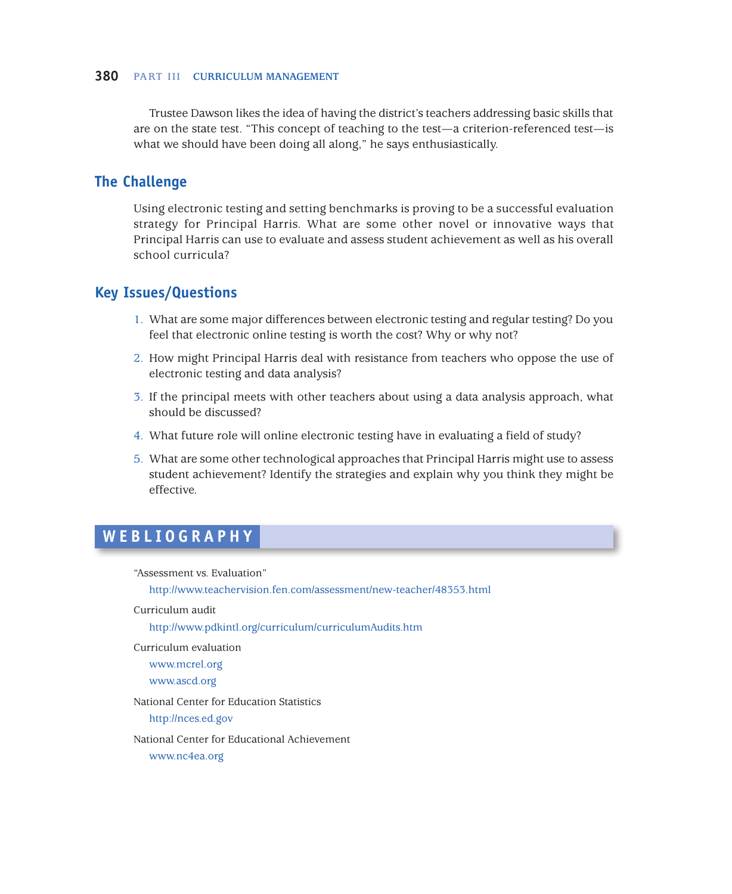Trustee Dawson likes the idea of having the district's teachers addressing basic skills that are on the state test. "This concept of teaching to the test—a criterion-referenced test—is what we should have been doing all along," he says enthusiastically.

## The Challenge

Using electronic testing and setting benchmarks is proving to be a successful evaluation strategy for Principal Harris. What are some other novel or innovative ways that Principal Harris can use to evaluate and assess student achievement as well as his overall school curricula?

## Key Issues/Questions

1. What are some major differences between electronic testing and regular testing? Do you feel that electronic online testing is worth the cost? Why or why not?
2. How might Principal Harris deal with resistance from teachers who oppose the use of electronic testing and data analysis?
3. If the principal meets with other teachers about using a data analysis approach, what should be discussed?
4. What future role will online electronic testing have in evaluating a field of study?
5. What are some other technological approaches that Principal Harris might use to assess student achievement? Identify the strategies and explain why you think they might be effective.

## WEBLIOGRAPHY

"Assessment vs. Evaluation"
http://www.teachervision.fen.com/assessment/new-teacher/48353.html

Curriculum audit
http://www.pdkintl.org/curriculum/curriculumAudits.htm

Curriculum evaluation
www.mcrel.org
www.ascd.org

National Center for Education Statistics
http://nces.ed.gov

National Center for Educational Achievement
www.nc4ea.org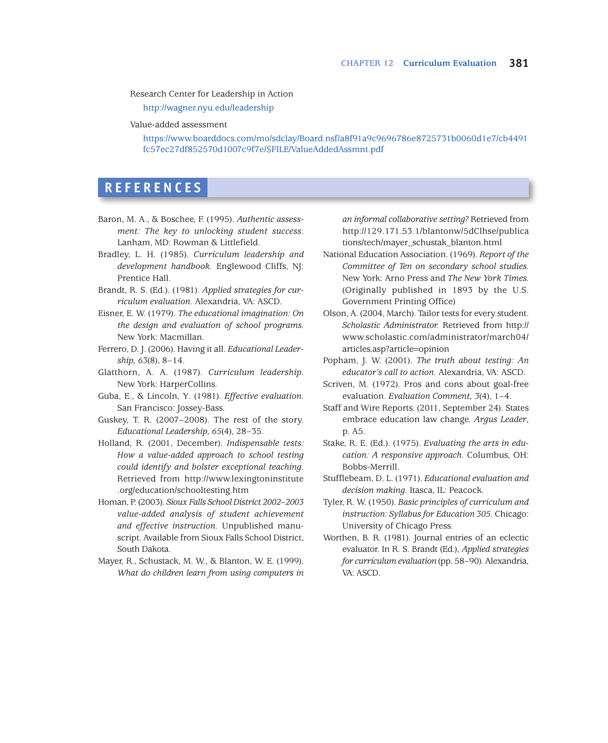Research Center for Leadership in Action

http://wagner.nyu.edu/leadership

Value-added assessment

https://www.boarddocs.com/mo/sdclay/Board.nsf/a8f91a9c9696786e8725731b0060d1e7/cb4491fc57ec27df852570d1007c9f7e/$FILE/ValueAddedAssmnt.pdf

## REFERENCES

Baron, M. A., & Boschee, F. (1995). *Authentic assessment: The key to unlocking student success*. Lanham, MD: Rowman & Littlefield.

Bradley, L. H. (1985). *Curriculum leadership and development handbook*. Englewood Cliffs, NJ: Prentice Hall.

Brandt, R. S. (Ed.). (1981). *Applied strategies for curriculum evaluation*. Alexandria, VA: ASCD.

Eisner, E. W. (1979). *The educational imagination: On the design and evaluation of school programs*. New York: Macmillan.

Ferrero, D. J. (2006). Having it all. *Educational Leadership, 63*(8), 8–14.

Glatthorn, A. A. (1987). *Curriculum leadership*. New York: HarperCollins.

Guba, E., & Lincoln, Y. (1981). *Effective evaluation*. San Francisco: Jossey-Bass.

Guskey, T. R. (2007–2008). The rest of the story. *Educational Leadership, 65*(4), 28–35.

Holland, R. (2001, December). *Indispensable tests: How a value-added approach to school testing could identify and bolster exceptional teaching*. Retrieved from http://www.lexingtoninstitute.org/education/schooltesting.htm

Homan, P. (2003). *Sioux Falls School District 2002–2003 value-added analysis of student achievement and effective instruction*. Unpublished manuscript. Available from Sioux Falls School District, South Dakota.

Mayer, R., Schustack, M. W., & Blanton, W. E. (1999). *What do children learn from using computers in an informal collaborative setting?* Retrieved from http://129.171.53.1/blantonw/5dClhse/publications/tech/mayer_schustak_blanton.html

National Education Association. (1969). *Report of the Committee of Ten on secondary school studies*. New York: Arno Press and *The New York Times*. (Originally published in 1893 by the U.S. Government Printing Office)

Olson, A. (2004, March). Tailor tests for every student. *Scholastic Administrator.* Retrieved from http://www.scholastic.com/administrator/march04/articles.asp?article=opinion

Popham, J. W. (2001). *The truth about testing: An educator's call to action*. Alexandria, VA: ASCD.

Scriven, M. (1972). Pros and cons about goal-free evaluation. *Evaluation Comment, 3*(4), 1–4.

Staff and Wire Reports. (2011, September 24). States embrace education law change. *Argus Leader*, p. A5.

Stake, R. E. (Ed.). (1975). *Evaluating the arts in education: A responsive approach*. Columbus, OH: Bobbs-Merrill.

Stufflebeam, D. L. (1971). *Educational evaluation and decision making*. Itasca, IL: Peacock.

Tyler, R. W. (1950). *Basic principles of curriculum and instruction: Syllabus for Education 305*. Chicago: University of Chicago Press.

Worthen, B. R. (1981). Journal entries of an eclectic evaluator. In R. S. Brandt (Ed.), *Applied strategies for curriculum evaluation* (pp. 58–90). Alexandria, VA: ASCD.